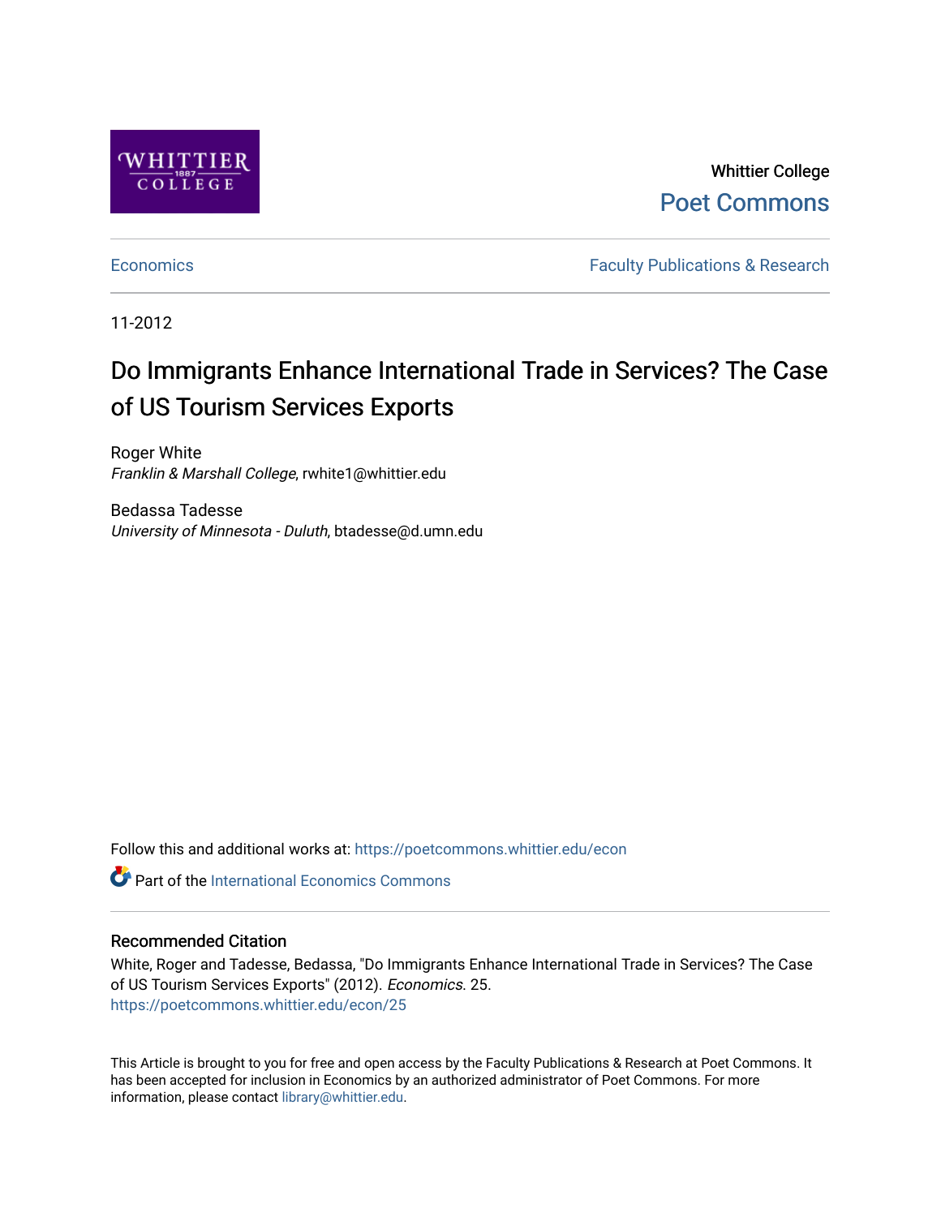Whittier College

Poet Commons

Economics

Faculty Publications & Research

11-2012

# Do Immigrants Enhance International Trade in Services? The Case of US Tourism Services Exports

Roger White

*Franklin & Marshall College*, rwhite1@whittier.edu

Bedassa Tadesse

*University of Minnesota - Duluth*, btadesse@d.umn.edu

Follow this and additional works at: https://poetcommons.whittier.edu/econ

Part of the International Economics Commons

## Recommended Citation

White, Roger and Tadesse, Bedassa, "Do Immigrants Enhance International Trade in Services? The Case of US Tourism Services Exports" (2012). *Economics*. 25.
https://poetcommons.whittier.edu/econ/25

This Article is brought to you for free and open access by the Faculty Publications & Research at Poet Commons. It has been accepted for inclusion in Economics by an authorized administrator of Poet Commons. For more information, please contact library@whittier.edu.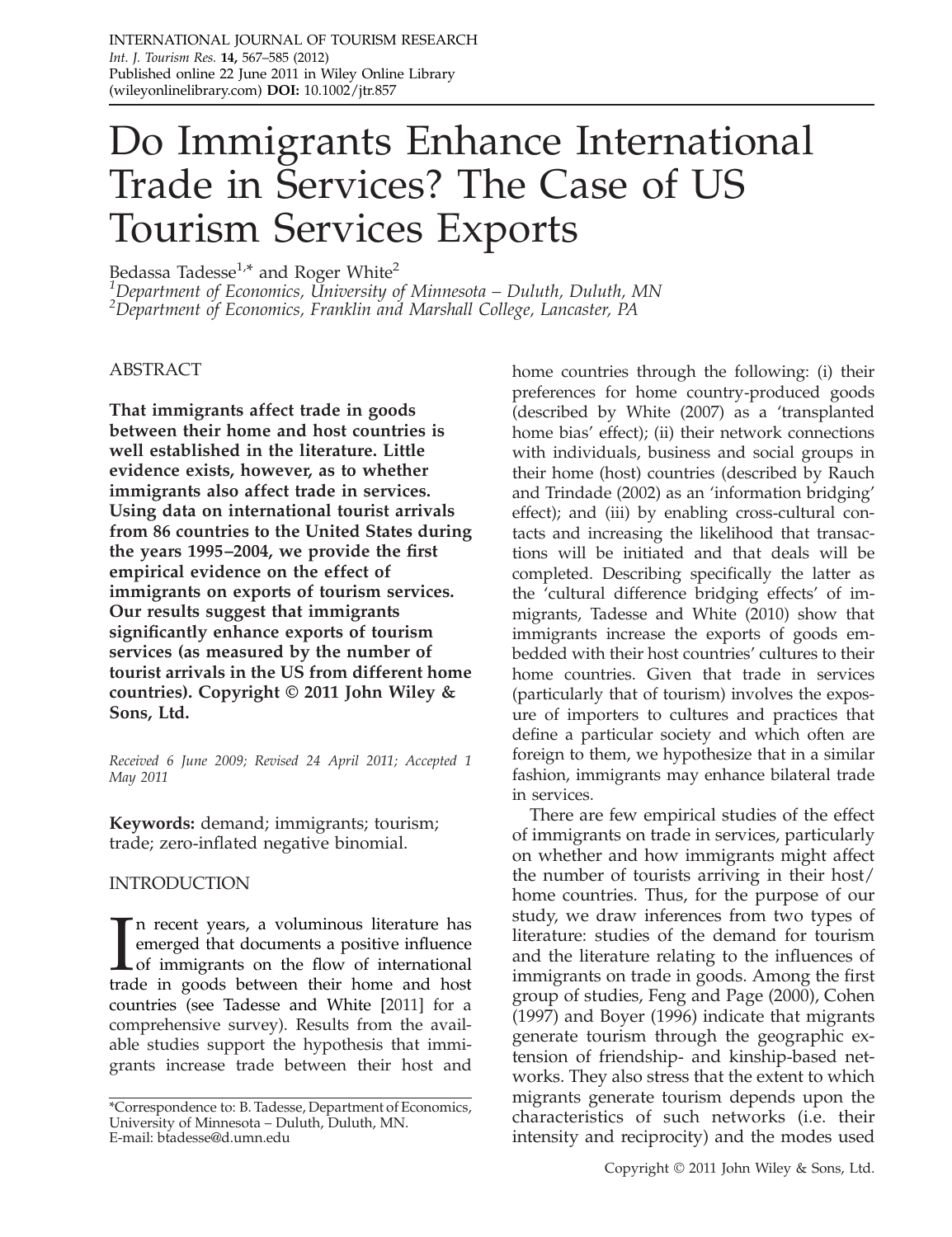# Do Immigrants Enhance International Trade in Services? The Case of US Tourism Services Exports

Bedassa Tadesse[1,*] and Roger White[2]

[1]*Department of Economics, University of Minnesota – Duluth, Duluth, MN*
[2]*Department of Economics, Franklin and Marshall College, Lancaster, PA*

## ABSTRACT

**That immigrants affect trade in goods between their home and host countries is well established in the literature. Little evidence exists, however, as to whether immigrants also affect trade in services. Using data on international tourist arrivals from 86 countries to the United States during the years 1995–2004, we provide the first empirical evidence on the effect of immigrants on exports of tourism services. Our results suggest that immigrants significantly enhance exports of tourism services (as measured by the number of tourist arrivals in the US from different home countries). Copyright © 2011 John Wiley & Sons, Ltd.**

*Received 6 June 2009; Revised 24 April 2011; Accepted 1 May 2011*

**Keywords:** demand; immigrants; tourism; trade; zero-inflated negative binomial.

## INTRODUCTION

In recent years, a voluminous literature has emerged that documents a positive influence of immigrants on the flow of international trade in goods between their home and host countries (see Tadesse and White [2011] for a comprehensive survey). Results from the available studies support the hypothesis that immigrants increase trade between their host and home countries through the following: (i) their preferences for home country-produced goods (described by White (2007) as a 'transplanted home bias' effect); (ii) their network connections with individuals, business and social groups in their home (host) countries (described by Rauch and Trindade (2002) as an 'information bridging' effect); and (iii) by enabling cross-cultural contacts and increasing the likelihood that transactions will be initiated and that deals will be completed. Describing specifically the latter as the 'cultural difference bridging effects' of immigrants, Tadesse and White (2010) show that immigrants increase the exports of goods embedded with their host countries' cultures to their home countries. Given that trade in services (particularly that of tourism) involves the exposure of importers to cultures and practices that define a particular society and which often are foreign to them, we hypothesize that in a similar fashion, immigrants may enhance bilateral trade in services.

There are few empirical studies of the effect of immigrants on trade in services, particularly on whether and how immigrants might affect the number of tourists arriving in their host/home countries. Thus, for the purpose of our study, we draw inferences from two types of literature: studies of the demand for tourism and the literature relating to the influences of immigrants on trade in goods. Among the first group of studies, Feng and Page (2000), Cohen (1997) and Boyer (1996) indicate that migrants generate tourism through the geographic extension of friendship- and kinship-based networks. They also stress that the extent to which migrants generate tourism depends upon the characteristics of such networks (i.e. their intensity and reciprocity) and the modes used

*Correspondence to: B. Tadesse, Department of Economics, University of Minnesota – Duluth, Duluth, MN. E-mail: btadesse@d.umn.edu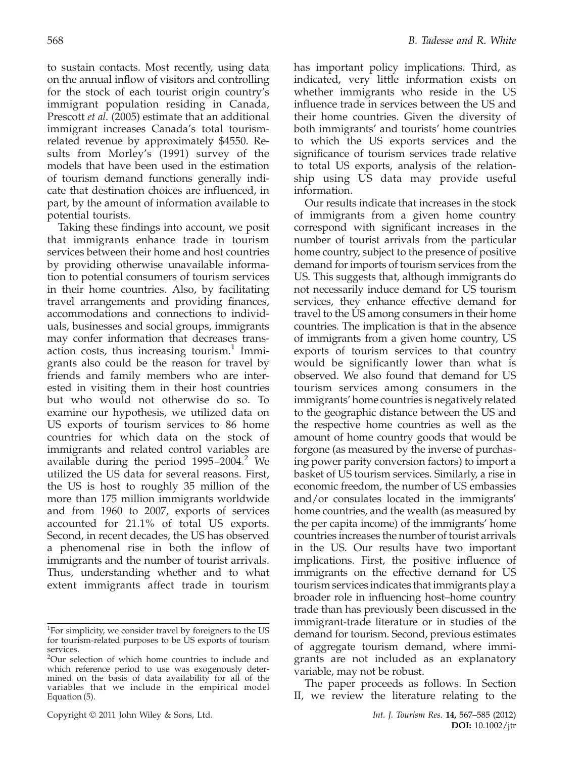to sustain contacts. Most recently, using data on the annual inflow of visitors and controlling for the stock of each tourist origin country's immigrant population residing in Canada, Prescott *et al.* (2005) estimate that an additional immigrant increases Canada's total tourism-related revenue by approximately $4550. Results from Morley's (1991) survey of the models that have been used in the estimation of tourism demand functions generally indicate that destination choices are influenced, in part, by the amount of information available to potential tourists.

Taking these findings into account, we posit that immigrants enhance trade in tourism services between their home and host countries by providing otherwise unavailable information to potential consumers of tourism services in their home countries. Also, by facilitating travel arrangements and providing finances, accommodations and connections to individuals, businesses and social groups, immigrants may confer information that decreases transaction costs, thus increasing tourism.[1] Immigrants also could be the reason for travel by friends and family members who are interested in visiting them in their host countries but who would not otherwise do so. To examine our hypothesis, we utilized data on US exports of tourism services to 86 home countries for which data on the stock of immigrants and related control variables are available during the period 1995–2004.[2] We utilized the US data for several reasons. First, the US is host to roughly 35 million of the more than 175 million immigrants worldwide and from 1960 to 2007, exports of services accounted for 21.1% of total US exports. Second, in recent decades, the US has observed a phenomenal rise in both the inflow of immigrants and the number of tourist arrivals. Thus, understanding whether and to what extent immigrants affect trade in tourism has important policy implications. Third, as indicated, very little information exists on whether immigrants who reside in the US influence trade in services between the US and their home countries. Given the diversity of both immigrants' and tourists' home countries to which the US exports services and the significance of tourism services trade relative to total US exports, analysis of the relationship using US data may provide useful information.

Our results indicate that increases in the stock of immigrants from a given home country correspond with significant increases in the number of tourist arrivals from the particular home country, subject to the presence of positive demand for imports of tourism services from the US. This suggests that, although immigrants do not necessarily induce demand for US tourism services, they enhance effective demand for travel to the US among consumers in their home countries. The implication is that in the absence of immigrants from a given home country, US exports of tourism services to that country would be significantly lower than what is observed. We also found that demand for US tourism services among consumers in the immigrants' home countries is negatively related to the geographic distance between the US and the respective home countries as well as the amount of home country goods that would be forgone (as measured by the inverse of purchasing power parity conversion factors) to import a basket of US tourism services. Similarly, a rise in economic freedom, the number of US embassies and/or consulates located in the immigrants' home countries, and the wealth (as measured by the per capita income) of the immigrants' home countries increases the number of tourist arrivals in the US. Our results have two important implications. First, the positive influence of immigrants on the effective demand for US tourism services indicates that immigrants play a broader role in influencing host–home country trade than has previously been discussed in the immigrant-trade literature or in studies of the demand for tourism. Second, previous estimates of aggregate tourism demand, where immigrants are not included as an explanatory variable, may not be robust.

The paper proceeds as follows. In Section II, we review the literature relating to the

[1]For simplicity, we consider travel by foreigners to the US for tourism-related purposes to be US exports of tourism services.

[2]Our selection of which home countries to include and which reference period to use was exogenously determined on the basis of data availability for all of the variables that we include in the empirical model Equation (5).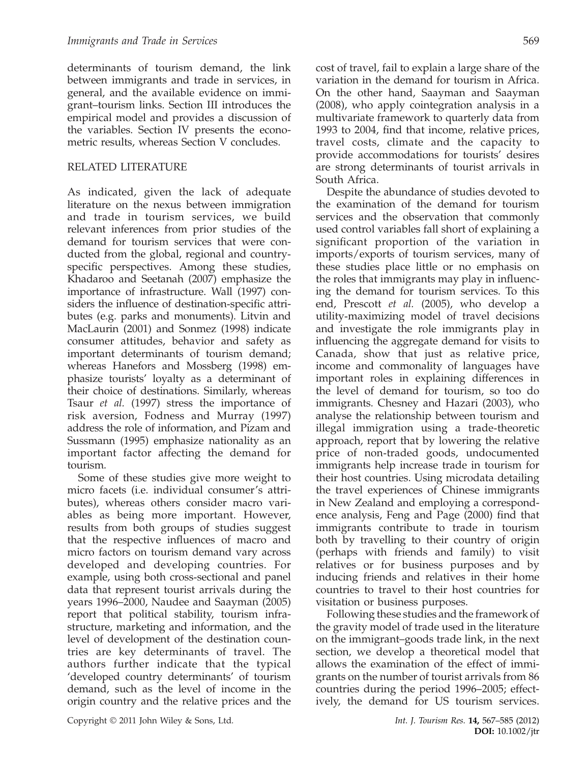determinants of tourism demand, the link between immigrants and trade in services, in general, and the available evidence on immigrant–tourism links. Section III introduces the empirical model and provides a discussion of the variables. Section IV presents the econometric results, whereas Section V concludes.

## RELATED LITERATURE

As indicated, given the lack of adequate literature on the nexus between immigration and trade in tourism services, we build relevant inferences from prior studies of the demand for tourism services that were conducted from the global, regional and country-specific perspectives. Among these studies, Khadaroo and Seetanah (2007) emphasize the importance of infrastructure. Wall (1997) considers the influence of destination-specific attributes (e.g. parks and monuments). Litvin and MacLaurin (2001) and Sonmez (1998) indicate consumer attitudes, behavior and safety as important determinants of tourism demand; whereas Hanefors and Mossberg (1998) emphasize tourists' loyalty as a determinant of their choice of destinations. Similarly, whereas Tsaur *et al.* (1997) stress the importance of risk aversion, Fodness and Murray (1997) address the role of information, and Pizam and Sussmann (1995) emphasize nationality as an important factor affecting the demand for tourism.

Some of these studies give more weight to micro facets (i.e. individual consumer's attributes), whereas others consider macro variables as being more important. However, results from both groups of studies suggest that the respective influences of macro and micro factors on tourism demand vary across developed and developing countries. For example, using both cross-sectional and panel data that represent tourist arrivals during the years 1996–2000, Naudee and Saayman (2005) report that political stability, tourism infrastructure, marketing and information, and the level of development of the destination countries are key determinants of travel. The authors further indicate that the typical 'developed country determinants' of tourism demand, such as the level of income in the origin country and the relative prices and the cost of travel, fail to explain a large share of the variation in the demand for tourism in Africa. On the other hand, Saayman and Saayman (2008), who apply cointegration analysis in a multivariate framework to quarterly data from 1993 to 2004, find that income, relative prices, travel costs, climate and the capacity to provide accommodations for tourists' desires are strong determinants of tourist arrivals in South Africa.

Despite the abundance of studies devoted to the examination of the demand for tourism services and the observation that commonly used control variables fall short of explaining a significant proportion of the variation in imports/exports of tourism services, many of these studies place little or no emphasis on the roles that immigrants may play in influencing the demand for tourism services. To this end, Prescott *et al.* (2005), who develop a utility-maximizing model of travel decisions and investigate the role immigrants play in influencing the aggregate demand for visits to Canada, show that just as relative price, income and commonality of languages have important roles in explaining differences in the level of demand for tourism, so too do immigrants. Chesney and Hazari (2003), who analyse the relationship between tourism and illegal immigration using a trade-theoretic approach, report that by lowering the relative price of non-traded goods, undocumented immigrants help increase trade in tourism for their host countries. Using microdata detailing the travel experiences of Chinese immigrants in New Zealand and employing a correspondence analysis, Feng and Page (2000) find that immigrants contribute to trade in tourism both by travelling to their country of origin (perhaps with friends and family) to visit relatives or for business purposes and by inducing friends and relatives in their home countries to travel to their host countries for visitation or business purposes.

Following these studies and the framework of the gravity model of trade used in the literature on the immigrant–goods trade link, in the next section, we develop a theoretical model that allows the examination of the effect of immigrants on the number of tourist arrivals from 86 countries during the period 1996–2005; effectively, the demand for US tourism services.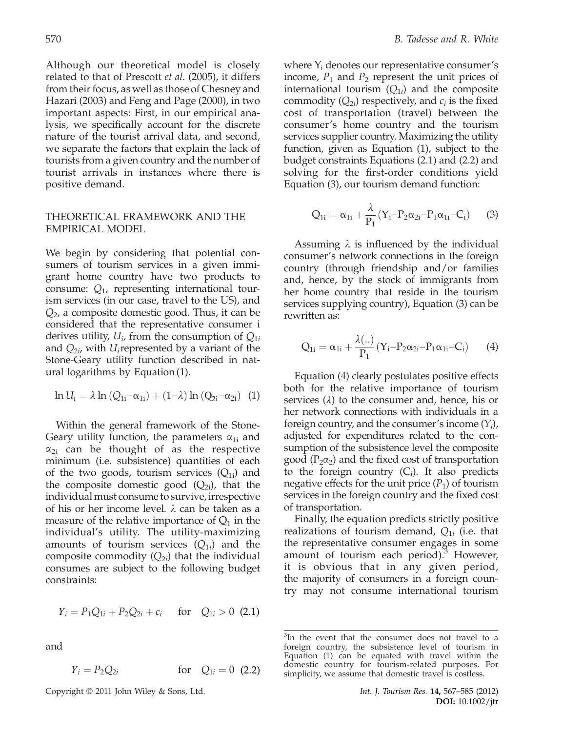Although our theoretical model is closely related to that of Prescott *et al.* (2005), it differs from their focus, as well as those of Chesney and Hazari (2003) and Feng and Page (2000), in two important aspects: First, in our empirical analysis, we specifically account for the discrete nature of the tourist arrival data, and second, we separate the factors that explain the lack of tourists from a given country and the number of tourist arrivals in instances where there is positive demand.

## THEORETICAL FRAMEWORK AND THE EMPIRICAL MODEL

We begin by considering that potential consumers of tourism services in a given immigrant home country have two products to consume: $Q_1$, representing international tourism services (in our case, travel to the US), and $Q_2$, a composite domestic good. Thus, it can be considered that the representative consumer i derives utility, $U_i$, from the consumption of $Q_{1i}$ and $Q_{2i}$, with $U_i$ represented by a variant of the Stone-Geary utility function described in natural logarithms by Equation (1).

$$\ln U_i = \lambda \ln (Q_{1i} - \alpha_{1i}) + (1 - \lambda) \ln (Q_{2i} - \alpha_{2i}) \quad (1)$$

Within the general framework of the Stone-Geary utility function, the parameters $\alpha_{1i}$ and $\alpha_{2i}$ can be thought of as the respective minimum (i.e. subsistence) quantities of each of the two goods, tourism services ($Q_{1i}$) and the composite domestic good ($Q_{2i}$), that the individual must consume to survive, irrespective of his or her income level. $\lambda$ can be taken as a measure of the relative importance of $Q_1$ in the individual's utility. The utility-maximizing amounts of tourism services ($Q_{1i}$) and the composite commodity ($Q_{2i}$) that the individual consumes are subject to the following budget constraints:

$$Y_i = P_1 Q_{1i} + P_2 Q_{2i} + c_i \quad \text{for} \quad Q_{1i} > 0 \quad (2.1)$$

and

$$Y_i = P_2 Q_{2i} \quad \text{for} \quad Q_{1i} = 0 \quad (2.2)$$

where $Y_i$ denotes our representative consumer's income, $P_1$ and $P_2$ represent the unit prices of international tourism ($Q_{1i}$) and the composite commodity ($Q_{2i}$) respectively, and $c_i$ is the fixed cost of transportation (travel) between the consumer's home country and the tourism services supplier country. Maximizing the utility function, given as Equation (1), subject to the budget constraints Equations (2.1) and (2.2) and solving for the first-order conditions yield Equation (3), our tourism demand function:

$$Q_{1i} = \alpha_{1i} + \frac{\lambda}{P_1}(Y_i - P_2\alpha_{2i} - P_1\alpha_{1i} - C_i) \quad (3)$$

Assuming $\lambda$ is influenced by the individual consumer's network connections in the foreign country (through friendship and/or families and, hence, by the stock of immigrants from her home country that reside in the tourism services supplying country), Equation (3) can be rewritten as:

$$Q_{1i} = \alpha_{1i} + \frac{\lambda(..)}{P_1}(Y_i - P_2\alpha_{2i} - P_1\alpha_{1i} - C_i) \quad (4)$$

Equation (4) clearly postulates positive effects both for the relative importance of tourism services ($\lambda$) to the consumer and, hence, his or her network connections with individuals in a foreign country, and the consumer's income ($Y_i$), adjusted for expenditures related to the consumption of the subsistence level the composite good ($P_2\alpha_2$) and the fixed cost of transportation to the foreign country ($C_i$). It also predicts negative effects for the unit price ($P_1$) of tourism services in the foreign country and the fixed cost of transportation.

Finally, the equation predicts strictly positive realizations of tourism demand, $Q_{1i}$ (i.e. that the representative consumer engages in some amount of tourism each period).[3] However, it is obvious that in any given period, the majority of consumers in a foreign country may not consume international tourism

[3]In the event that the consumer does not travel to a foreign country, the subsistence level of tourism in Equation (1) can be equated with travel within the domestic country for tourism-related purposes. For simplicity, we assume that domestic travel is costless.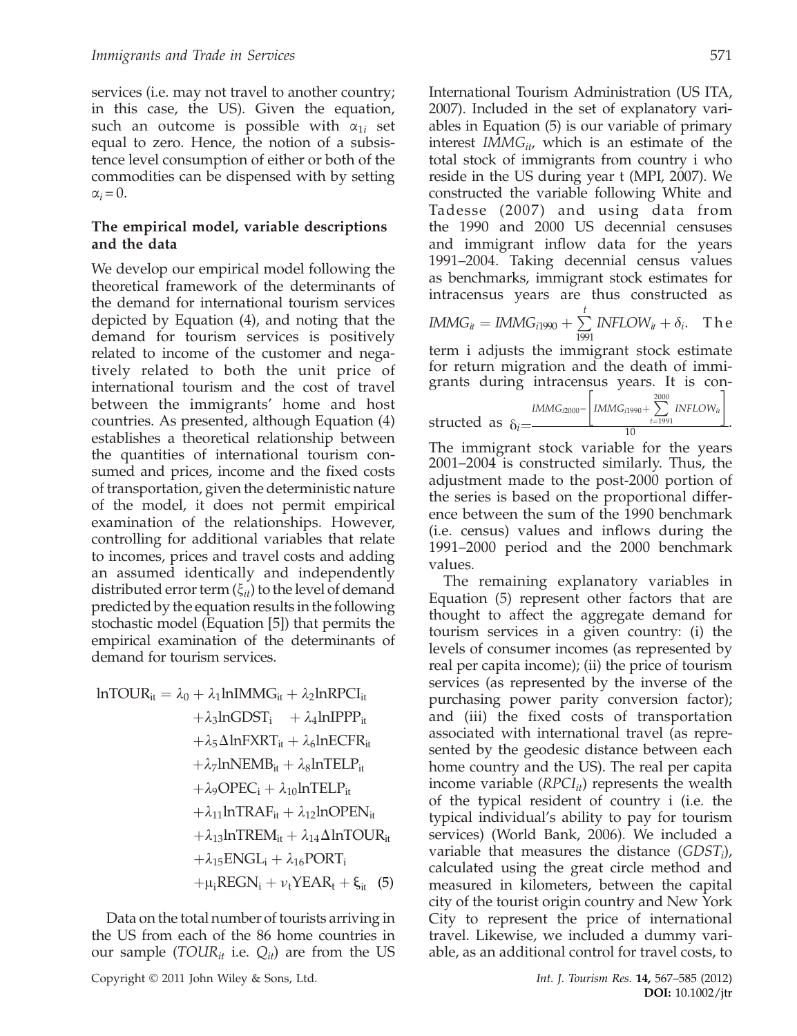services (i.e. may not travel to another country; in this case, the US). Given the equation, such an outcome is possible with $\alpha_{1i}$ set equal to zero. Hence, the notion of a subsistence level consumption of either or both of the commodities can be dispensed with by setting $\alpha_i = 0$.

### The empirical model, variable descriptions and the data

We develop our empirical model following the theoretical framework of the determinants of the demand for international tourism services depicted by Equation (4), and noting that the demand for tourism services is positively related to income of the customer and negatively related to both the unit price of international tourism and the cost of travel between the immigrants' home and host countries. As presented, although Equation (4) establishes a theoretical relationship between the quantities of international tourism consumed and prices, income and the fixed costs of transportation, given the deterministic nature of the model, it does not permit empirical examination of the relationships. However, controlling for additional variables that relate to incomes, prices and travel costs and adding an assumed identically and independently distributed error term ($\xi_{it}$) to the level of demand predicted by the equation results in the following stochastic model (Equation [5]) that permits the empirical examination of the determinants of demand for tourism services.

$$\begin{aligned} \ln\text{TOUR}_{it} = {} & \lambda_0 + \lambda_1 \ln\text{IMMG}_{it} + \lambda_2 \ln\text{RPCI}_{it} \\ & + \lambda_3 \ln\text{GDST}_i \quad + \lambda_4 \ln\text{IPPP}_{it} \\ & + \lambda_5 \Delta\ln\text{FXRT}_{it} + \lambda_6 \ln\text{ECFR}_{it} \\ & + \lambda_7 \ln\text{NEMB}_{it} + \lambda_8 \ln\text{TELP}_{it} \\ & + \lambda_9 \text{OPEC}_i + \lambda_{10} \ln\text{TELP}_{it} \\ & + \lambda_{11} \ln\text{TRAF}_{it} + \lambda_{12} \ln\text{OPEN}_{it} \\ & + \lambda_{13} \ln\text{TREM}_{it} + \lambda_{14} \Delta\ln\text{TOUR}_{it} \\ & + \lambda_{15} \text{ENGL}_i + \lambda_{16} \text{PORT}_i \\ & + \mu_i \text{REGN}_i + \nu_t \text{YEAR}_t + \xi_{it} \quad (5) \end{aligned}$$

Data on the total number of tourists arriving in the US from each of the 86 home countries in our sample ($TOUR_{it}$ i.e. $Q_{it}$) are from the US International Tourism Administration (US ITA, 2007). Included in the set of explanatory variables in Equation (5) is our variable of primary interest $IMMG_{it}$, which is an estimate of the total stock of immigrants from country i who reside in the US during year t (MPI, 2007). We constructed the variable following White and Tadesse (2007) and using data from the 1990 and 2000 US decennial censuses and immigrant inflow data for the years 1991–2004. Taking decennial census values as benchmarks, immigrant stock estimates for intracensus years are thus constructed as $IMMG_{it} = IMMG_{i1990} + \sum_{1991}^{t} INFLOW_{it} + \delta_i$. The term i adjusts the immigrant stock estimate for return migration and the death of immigrants during intracensus years. It is constructed as $\delta_i = \frac{IMMG_{i2000} - \left[ IMMG_{i1990} + \sum_{t=1991}^{2000} INFLOW_{it} \right]}{10}$.

The immigrant stock variable for the years 2001–2004 is constructed similarly. Thus, the adjustment made to the post-2000 portion of the series is based on the proportional difference between the sum of the 1990 benchmark (i.e. census) values and inflows during the 1991–2000 period and the 2000 benchmark values.

The remaining explanatory variables in Equation (5) represent other factors that are thought to affect the aggregate demand for tourism services in a given country: (i) the levels of consumer incomes (as represented by real per capita income); (ii) the price of tourism services (as represented by the inverse of the purchasing power parity conversion factor); and (iii) the fixed costs of transportation associated with international travel (as represented by the geodesic distance between each home country and the US). The real per capita income variable ($RPCI_{it}$) represents the wealth of the typical resident of country i (i.e. the typical individual's ability to pay for tourism services) (World Bank, 2006). We included a variable that measures the distance ($GDST_i$), calculated using the great circle method and measured in kilometers, between the capital city of the tourist origin country and New York City to represent the price of international travel. Likewise, we included a dummy variable, as an additional control for travel costs, to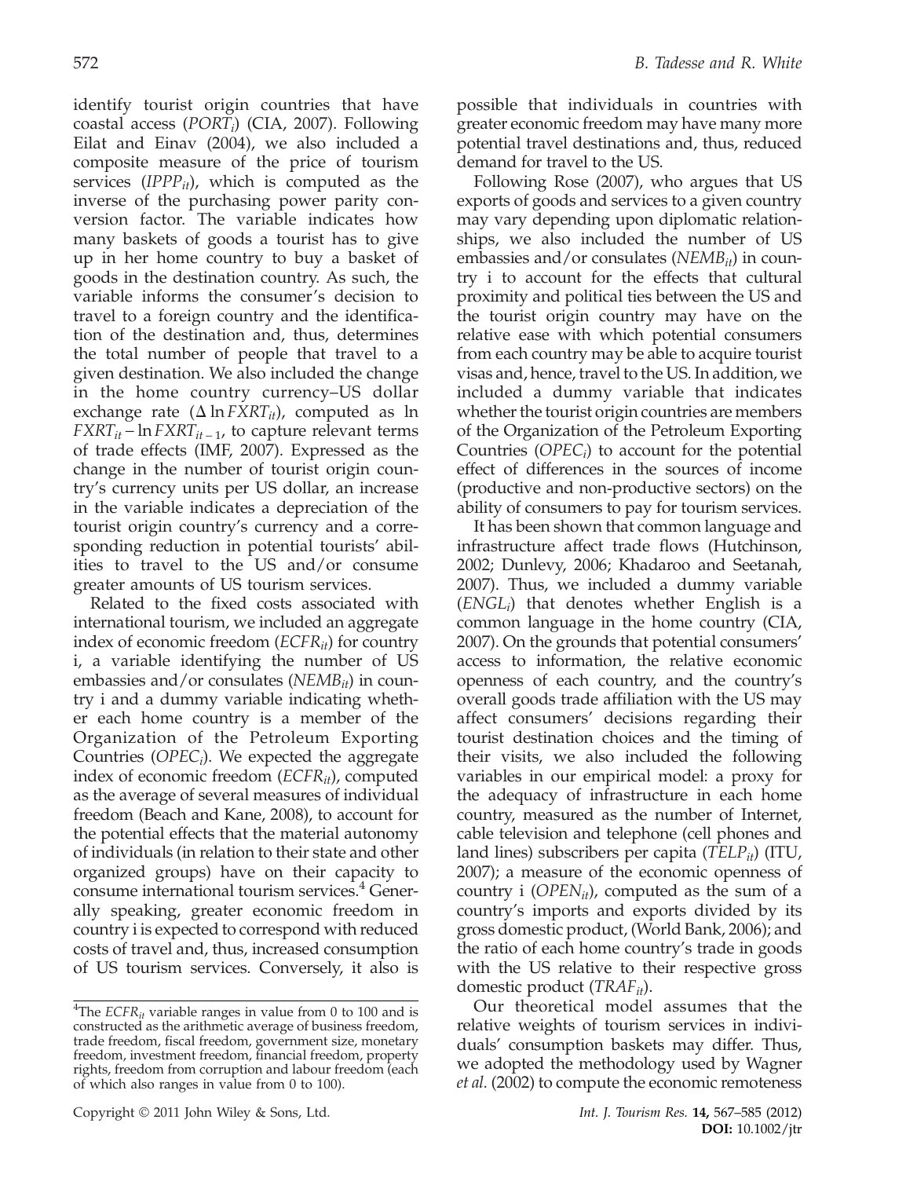identify tourist origin countries that have coastal access ($PORT_i$) (CIA, 2007). Following Eilat and Einav (2004), we also included a composite measure of the price of tourism services ($IPPP_{it}$), which is computed as the inverse of the purchasing power parity conversion factor. The variable indicates how many baskets of goods a tourist has to give up in her home country to buy a basket of goods in the destination country. As such, the variable informs the consumer's decision to travel to a foreign country and the identification of the destination and, thus, determines the total number of people that travel to a given destination. We also included the change in the home country currency–US dollar exchange rate ($\Delta \ln FXRT_{it}$), computed as $\ln FXRT_{it} - \ln FXRT_{it-1}$, to capture relevant terms of trade effects (IMF, 2007). Expressed as the change in the number of tourist origin country's currency units per US dollar, an increase in the variable indicates a depreciation of the tourist origin country's currency and a corresponding reduction in potential tourists' abilities to travel to the US and/or consume greater amounts of US tourism services.

Related to the fixed costs associated with international tourism, we included an aggregate index of economic freedom ($ECFR_{it}$) for country i, a variable identifying the number of US embassies and/or consulates ($NEMB_{it}$) in country i and a dummy variable indicating whether each home country is a member of the Organization of the Petroleum Exporting Countries ($OPEC_i$). We expected the aggregate index of economic freedom ($ECFR_{it}$), computed as the average of several measures of individual freedom (Beach and Kane, 2008), to account for the potential effects that the material autonomy of individuals (in relation to their state and other organized groups) have on their capacity to consume international tourism services.[4] Generally speaking, greater economic freedom in country i is expected to correspond with reduced costs of travel and, thus, increased consumption of US tourism services. Conversely, it also is possible that individuals in countries with greater economic freedom may have many more potential travel destinations and, thus, reduced demand for travel to the US.

Following Rose (2007), who argues that US exports of goods and services to a given country may vary depending upon diplomatic relationships, we also included the number of US embassies and/or consulates ($NEMB_{it}$) in country i to account for the effects that cultural proximity and political ties between the US and the tourist origin country may have on the relative ease with which potential consumers from each country may be able to acquire tourist visas and, hence, travel to the US. In addition, we included a dummy variable that indicates whether the tourist origin countries are members of the Organization of the Petroleum Exporting Countries ($OPEC_i$) to account for the potential effect of differences in the sources of income (productive and non-productive sectors) on the ability of consumers to pay for tourism services.

It has been shown that common language and infrastructure affect trade flows (Hutchinson, 2002; Dunlevy, 2006; Khadaroo and Seetanah, 2007). Thus, we included a dummy variable ($ENGL_i$) that denotes whether English is a common language in the home country (CIA, 2007). On the grounds that potential consumers' access to information, the relative economic openness of each country, and the country's overall goods trade affiliation with the US may affect consumers' decisions regarding their tourist destination choices and the timing of their visits, we also included the following variables in our empirical model: a proxy for the adequacy of infrastructure in each home country, measured as the number of Internet, cable television and telephone (cell phones and land lines) subscribers per capita ($TELP_{it}$) (ITU, 2007); a measure of the economic openness of country i ($OPEN_{it}$), computed as the sum of a country's imports and exports divided by its gross domestic product, (World Bank, 2006); and the ratio of each home country's trade in goods with the US relative to their respective gross domestic product ($TRAF_{it}$).

Our theoretical model assumes that the relative weights of tourism services in individuals' consumption baskets may differ. Thus, we adopted the methodology used by Wagner *et al.* (2002) to compute the economic remoteness

[4]The $ECFR_{it}$ variable ranges in value from 0 to 100 and is constructed as the arithmetic average of business freedom, trade freedom, fiscal freedom, government size, monetary freedom, investment freedom, financial freedom, property rights, freedom from corruption and labour freedom (each of which also ranges in value from 0 to 100).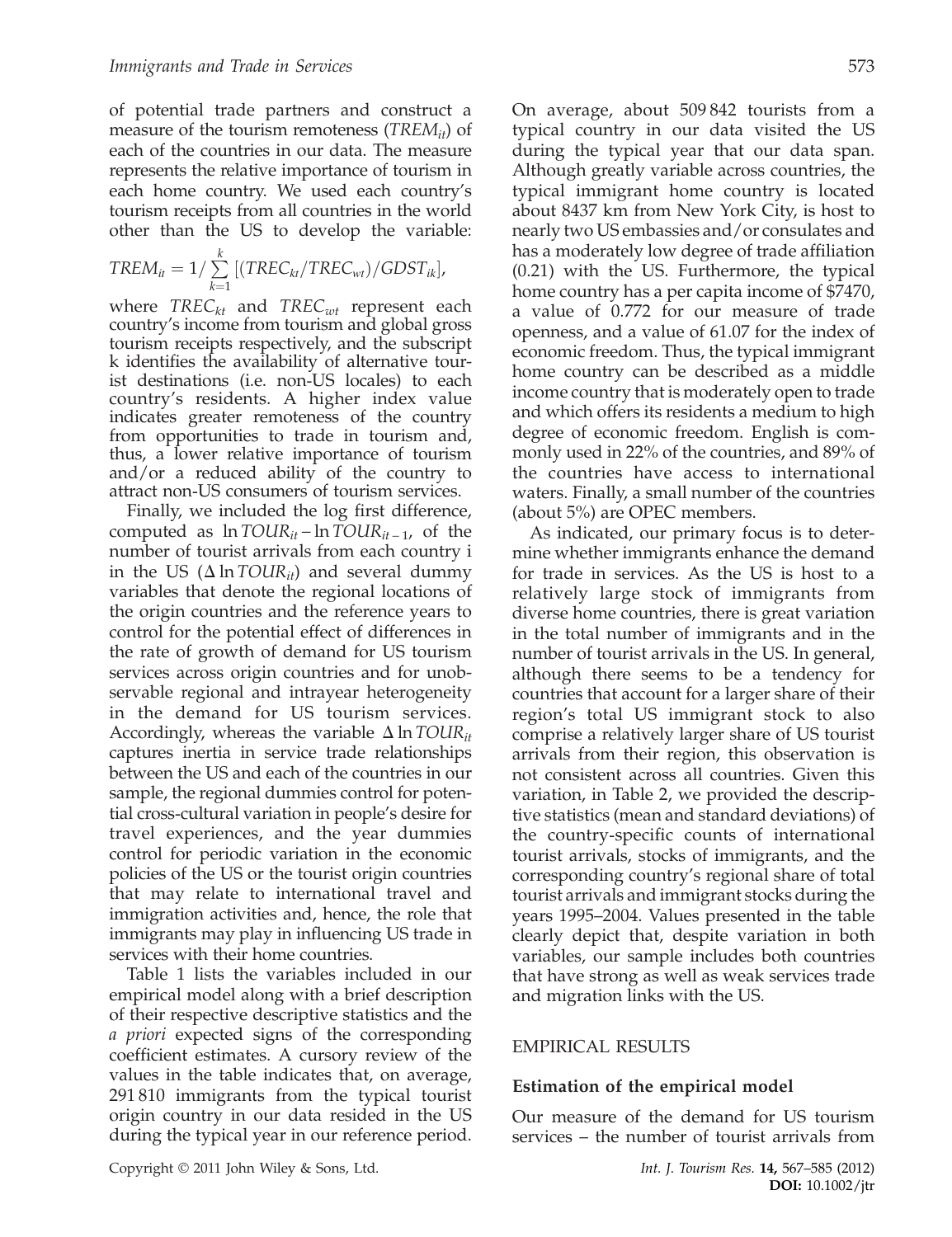of potential trade partners and construct a measure of the tourism remoteness ($TREM_{it}$) of each of the countries in our data. The measure represents the relative importance of tourism in each home country. We used each country's tourism receipts from all countries in the world other than the US to develop the variable:

$$TREM_{it} = 1/\sum_{k=1}^{k}[(TREC_{kt}/TREC_{wt})/GDST_{ik}],$$

where $TREC_{kt}$ and $TREC_{wt}$ represent each country's income from tourism and global gross tourism receipts respectively, and the subscript k identifies the availability of alternative tourist destinations (i.e. non-US locales) to each country's residents. A higher index value indicates greater remoteness of the country from opportunities to trade in tourism and, thus, a lower relative importance of tourism and/or a reduced ability of the country to attract non-US consumers of tourism services.

Finally, we included the log first difference, computed as $\ln TOUR_{it} - \ln TOUR_{it-1}$, of the number of tourist arrivals from each country i in the US ($\Delta \ln TOUR_{it}$) and several dummy variables that denote the regional locations of the origin countries and the reference years to control for the potential effect of differences in the rate of growth of demand for US tourism services across origin countries and for unobservable regional and intrayear heterogeneity in the demand for US tourism services. Accordingly, whereas the variable $\Delta \ln TOUR_{it}$ captures inertia in service trade relationships between the US and each of the countries in our sample, the regional dummies control for potential cross-cultural variation in people's desire for travel experiences, and the year dummies control for periodic variation in the economic policies of the US or the tourist origin countries that may relate to international travel and immigration activities and, hence, the role that immigrants may play in influencing US trade in services with their home countries.

Table 1 lists the variables included in our empirical model along with a brief description of their respective descriptive statistics and the *a priori* expected signs of the corresponding coefficient estimates. A cursory review of the values in the table indicates that, on average, 291 810 immigrants from the typical tourist origin country in our data resided in the US during the typical year in our reference period. On average, about 509 842 tourists from a typical country in our data visited the US during the typical year that our data span. Although greatly variable across countries, the typical immigrant home country is located about 8437 km from New York City, is host to nearly two US embassies and/or consulates and has a moderately low degree of trade affiliation (0.21) with the US. Furthermore, the typical home country has a per capita income of $7470, a value of 0.772 for our measure of trade openness, and a value of 61.07 for the index of economic freedom. Thus, the typical immigrant home country can be described as a middle income country that is moderately open to trade and which offers its residents a medium to high degree of economic freedom. English is commonly used in 22% of the countries, and 89% of the countries have access to international waters. Finally, a small number of the countries (about 5%) are OPEC members.

As indicated, our primary focus is to determine whether immigrants enhance the demand for trade in services. As the US is host to a relatively large stock of immigrants from diverse home countries, there is great variation in the total number of immigrants and in the number of tourist arrivals in the US. In general, although there seems to be a tendency for countries that account for a larger share of their region's total US immigrant stock to also comprise a relatively larger share of US tourist arrivals from their region, this observation is not consistent across all countries. Given this variation, in Table 2, we provided the descriptive statistics (mean and standard deviations) of the country-specific counts of international tourist arrivals, stocks of immigrants, and the corresponding country's regional share of total tourist arrivals and immigrant stocks during the years 1995–2004. Values presented in the table clearly depict that, despite variation in both variables, our sample includes both countries that have strong as well as weak services trade and migration links with the US.

## EMPIRICAL RESULTS

### Estimation of the empirical model

Our measure of the demand for US tourism services – the number of tourist arrivals from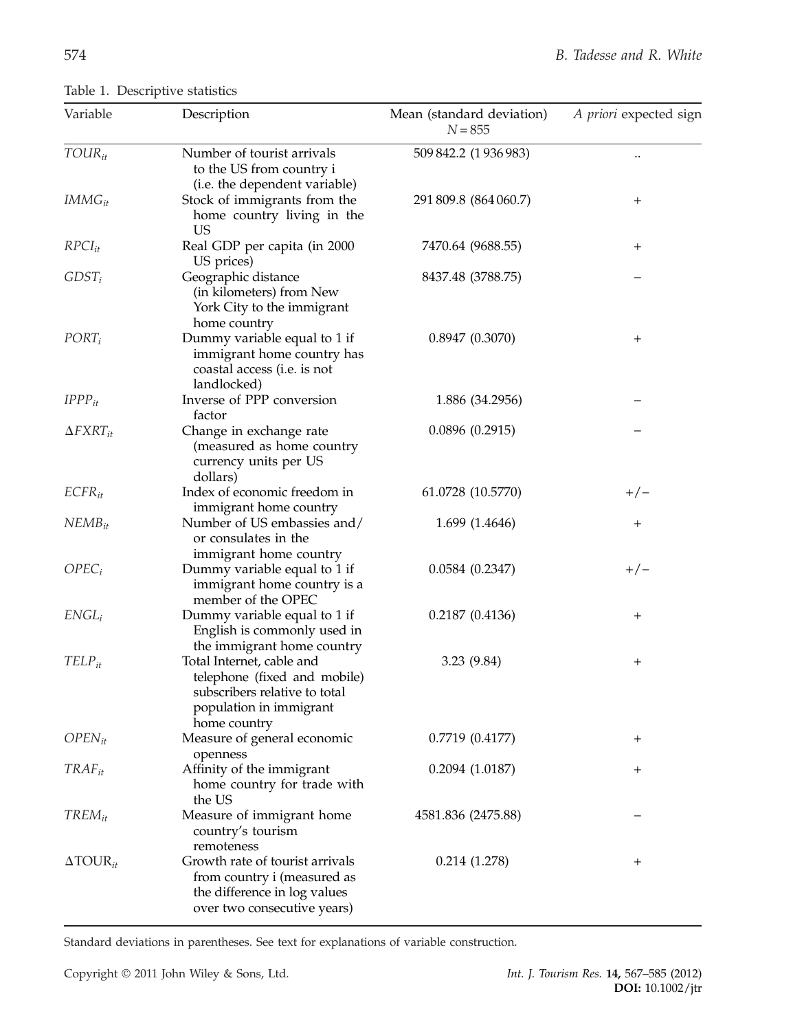Table 1. Descriptive statistics

| Variable | Description | Mean (standard deviation) $N = 855$ | *A priori* expected sign |
|---|---|---|---|
| $TOUR_{it}$ | Number of tourist arrivals to the US from country i (i.e. the dependent variable) | 509 842.2 (1 936 983) | .. |
| $IMMG_{it}$ | Stock of immigrants from the home country living in the US | 291 809.8 (864 060.7) | + |
| $RPCI_{it}$ | Real GDP per capita (in 2000 US prices) | 7470.64 (9688.55) | + |
| $GDST_{i}$ | Geographic distance (in kilometers) from New York City to the immigrant home country | 8437.48 (3788.75) | − |
| $PORT_{i}$ | Dummy variable equal to 1 if immigrant home country has coastal access (i.e. is not landlocked) | 0.8947 (0.3070) | + |
| $IPPP_{it}$ | Inverse of PPP conversion factor | 1.886 (34.2956) | − |
| $\Delta FXRT_{it}$ | Change in exchange rate (measured as home country currency units per US dollars) | 0.0896 (0.2915) | − |
| $ECFR_{it}$ | Index of economic freedom in immigrant home country | 61.0728 (10.5770) | +/− |
| $NEMB_{it}$ | Number of US embassies and/or consulates in the immigrant home country | 1.699 (1.4646) | + |
| $OPEC_{i}$ | Dummy variable equal to 1 if immigrant home country is a member of the OPEC | 0.0584 (0.2347) | +/− |
| $ENGL_{i}$ | Dummy variable equal to 1 if English is commonly used in the immigrant home country | 0.2187 (0.4136) | + |
| $TELP_{it}$ | Total Internet, cable and telephone (fixed and mobile) subscribers relative to total population in immigrant home country | 3.23 (9.84) | + |
| $OPEN_{it}$ | Measure of general economic openness | 0.7719 (0.4177) | + |
| $TRAF_{it}$ | Affinity of the immigrant home country for trade with the US | 0.2094 (1.0187) | + |
| $TREM_{it}$ | Measure of immigrant home country's tourism remoteness | 4581.836 (2475.88) | − |
| $\Delta TOUR_{it}$ | Growth rate of tourist arrivals from country i (measured as the difference in log values over two consecutive years) | 0.214 (1.278) | + |

Standard deviations in parentheses. See text for explanations of variable construction.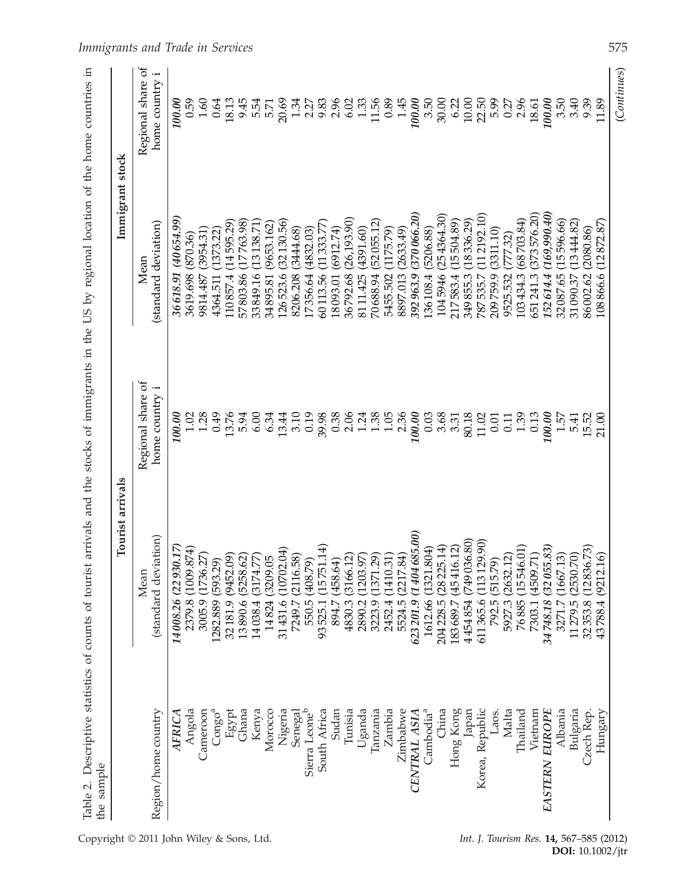Table 2. Descriptive statistics of counts of tourist arrivals and the stocks of immigrants in the US by regional location of the home countries in the sample

| Region/home country | Tourist arrivals | | Immigrant stock | |
|---|---|---|---|---|
| | Mean (standard deviation) | Regional share of home country i | Mean (standard deviation) | Regional share of home country i |
| *AFRICA* | *14 008.26 (22 930.17)* | *100.00* | *36 618.91 (40 654.99)* | *100.00* |
| Angola | 2379.8 (1009.874) | 1.02 | 3619.698 (870.36) | 0.59 |
| Cameroon | 3005.9 (1736.27) | 1.28 | 9814.487 (3954.31) | 1.60 |
| Congo[a] | 1282.889 (593.29) | 0.49 | 4364.511 (1373.22) | 0.64 |
| Egypt | 32 181.9 (9452.09) | 13.76 | 110 857.4 (14 595.29) | 18.13 |
| Ghana | 13 890.6 (5258.62) | 5.94 | 57 803.86 (17 763.98) | 9.45 |
| Kenya | 14 038.4 (3174.77) | 6.00 | 33 849.16 (13 138.71) | 5.54 |
| Morocco | 14 824 (3209.05 | 6.34 | 34 895.81 (9653.162) | 5.71 |
| Nigeria | 31 431.6 (10702.04) | 13.44 | 126 523.6 (32 130.56) | 20.69 |
| Senegal | 7249.7 (2116.58) | 3.10 | 8206.208 (3444.68) | 1.34 |
| Sierra Leone[b] | 550.5 (408.79) | 0.19 | 17 356.64 (4832.03) | 2.27 |
| South Africa | 93 525.1 (15 751.14) | 39.98 | 60 113.56 (11 333.77) | 9.83 |
| Sudan | 894.7 (458.64) | 0.38 | 18 093.01 (6912.74) | 2.96 |
| Tunisia | 4830.3 (3166.12) | 2.06 | 36 792.68 (26,193.90) | 6.02 |
| Uganda | 2890.2 (1203.97) | 1.24 | 8111.425 (4391.60) | 1.33 |
| Tanzania | 3223.9 (1371.29) | 1.38 | 70 688.94 (52 055.12) | 11.56 |
| Zambia | 2452.4 (1410.31) | 1.05 | 5455.502 (1175.79) | 0.89 |
| Zimbabwe | 5524.5 (2217.84) | 2.36 | 8897.013 (2633.49) | 1.45 |
| *CENTRAL ASIA* | *623 201.9 (1 404 685.00)* | *100.00* | *392 963.9 (370 066.20)* | *100.00* |
| Cambodia[a] | 1612.66 (1321.804) | 0.03 | 136 108.4 (5206.88) | 3.50 |
| China | 204 228.5 (28 225.14) | 3.68 | 104 5946 (254364.30) | 30.00 |
| Hong Kong | 183 689.7 (45 416.12) | 3.31 | 217 583.4 (15 504.89) | 6.22 |
| Japan | 4 454 854 (749 036.80) | 80.18 | 349 855.3 (18 336.29) | 10.00 |
| Korea, Republic | 611 365.6 (113 129.90) | 11.02 | 787 535.7 (112192.10) | 22.50 |
| Laos. | 792.5 (515.79) | 0.01 | 209 759.9 (3311.10) | 5.99 |
| Malta | 5927.3 (2632.12) | 0.11 | 9525.532 (777.32) | 0.27 |
| Thailand | 76 885 (15 546.01) | 1.39 | 103 434.3 (68 703.84) | 2.96 |
| Vietnam | 7303.1 (4509.71) | 0.13 | 651 241.3 (373 576.20) | 18.61 |
| *EASTERN EUROPE* | *34 748.18 (32 055.83)* | *100.00* | *152 614.4 (169,990.40)* | *100.00* |
| Albania | 3271.7 (1667.13) | 1.57 | 32 087.65 (15 596.66) | 3.50 |
| Bulgaria | 11 279.5 (2530.70) | 5.41 | 31 090.37 (13 444.82) | 3.40 |
| Czech Rep. | 32 353.8 (12 836.73) | 15.52 | 86 002.62 (2080.86) | 9.39 |
| Hungary | 43 788.4 (9212.16) | 21.00 | 108 866.6 (12 872.87) | 11.89 |

(*Continues*)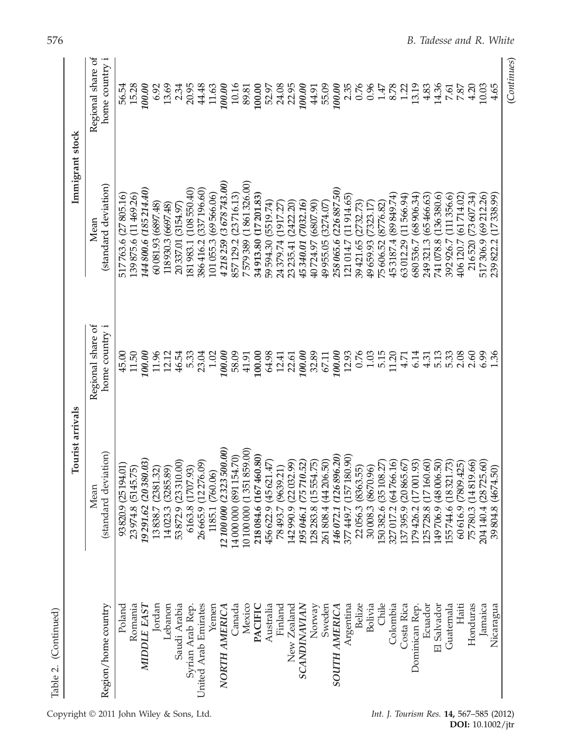Table 2. (Continued)

| Region/home country | Tourist arrivals | | Immigrant stock | |
|---|---|---|---|---|
| | Mean (standard deviation) | Regional share of home country i | Mean (standard deviation) | Regional share of home country i |
| Poland | 93 820.9 (25 194.01) | 45.00 | 517 763.6 (27 805.16) | 56.54 |
| Romania | 23 974.8 (5145.75) | 11.50 | 139 875.6 (11 469.26) | 15.28 |
| ***MIDDLE EAST*** | ***19 291.62 (20 380.03)*** | ***100.00*** | ***144 800.6 (185 214.40)*** | ***100.00*** |
| Jordan | 13 838.7 (2381.32) | 11.96 | 60 081.93 (6897.48) | 6.92 |
| Lebanon | 14 023.3 (3285.89) | 12.12 | 118 930.3 (6697.48) | 13.69 |
| Saudi Arabia | 53 872.9 (23 310.00) | 46.54 | 20 337.01 (3154.97) | 2.34 |
| Syrian Arab Rep. | 6163.8 (1707.93) | 5.33 | 181 983.1 (108 550.40) | 20.95 |
| United Arab Emirates | 26 665.9 (12 276.09) | 23.04 | 386 416.2 (337 196.60) | 44.48 |
| Yemen | 1185.1 (760.06) | 1.02 | 101 055.3 (69 566.06) | 11.63 |
| ***NORTH AMERICA*** | ***12 100 000 (2 323 500.00)*** | ***100.00*** | ***4 218 259 (3 678 743.00)*** | ***100.00*** |
| Canada | 14 000 000 (891 154.70) | 58.09 | 857 129.2 (23 716.13) | 10.16 |
| Mexico | 10 100 000 (1 351 859.00) | 41.91 | 7 579 389 (1 861 326.00) | 89.81 |
| **PACIFIC** | **218 084.6 (167 460.80)** | **100.00** | **34 913.80 (17 201.83)** | **100.00** |
| Australia | 456 622.9 (45 621.47) | 64.98 | 59 594.30 (5519.74) | 52.97 |
| Finland | 78 493.7 (9639.21) | 12.41 | 24 379.74 (1917.27) | 24.08 |
| New Zealand | 142 990.9 (22 032.99) | 22.61 | 23 235.41 (2422.20) | 22.95 |
| ***SCANDINAVIAN*** | ***195 046.1 (75 710.52)*** | ***100.00*** | ***45 340.01 (7032.16)*** | ***100.00*** |
| Norway | 128 283.8 (15 554.75) | 32.89 | 40 724.97 (6807.90) | 44.91 |
| Sweden | 261 808.4 (44 206.50) | 67.11 | 49 955.05 (3274.07) | 55.09 |
| ***SOUTH AMERICA*** | ***146 072.1 (126 896.20)*** | ***100.00*** | ***258 065.6 (226 887.50)*** | ***100.00*** |
| Argentina | 377 449.7 (157 180.90) | 12.93 | 121 014.7 (11 914.65) | 2.35 |
| Belize | 22 056.3 (8363.55) | 0.76 | 39 421.65 (2732.73) | 0.76 |
| Bolivia | 30 008.3 (8670.96) | 1.03 | 49 659.93 (7323.17) | 0.96 |
| Chile | 150 382.6 (35 108.27) | 5.15 | 75 606.52 (8776.82) | 1.47 |
| Colombia | 327 017.2 (64 766.16) | 11.20 | 45 3187.4 (89 849.74) | 8.78 |
| Costa Rica | 137 395.9 (20 865.67) | 4.71 | 63 012.29 (11 566.94) | 1.22 |
| Dominican Rep. | 179 426.2 (17 001.93) | 6.14 | 680 536.7 (68 906.34) | 13.19 |
| Ecuador | 125 728.8 (17 160.60) | 4.31 | 249 321.3 (65 466.63) | 4.83 |
| El Salvador | 149 706.9 (48 006.50) | 5.13 | 741 078.8 (136 380.6) | 14.36 |
| Guatemala | 155 744.6 (18 321.73) | 5.33 | 392 926.7 (111 356.6) | 7.61 |
| Haiti | 60 616.9 (7809.425) | 2.08 | 406 120.7 (61 714.02) | 7.87 |
| Honduras | 75 780.3 (14 819.66) | 2.60 | 216 520 (73 607.34) | 4.20 |
| Jamaica | 204 140.4 (28 725.60) | 6.99 | 517 306.9 (69 212.26) | 10.03 |
| Nicaragua | 39 804.8 (4674.50) | 1.36 | 239 822.2 (17 338.99) | 4.65 |

(Continues)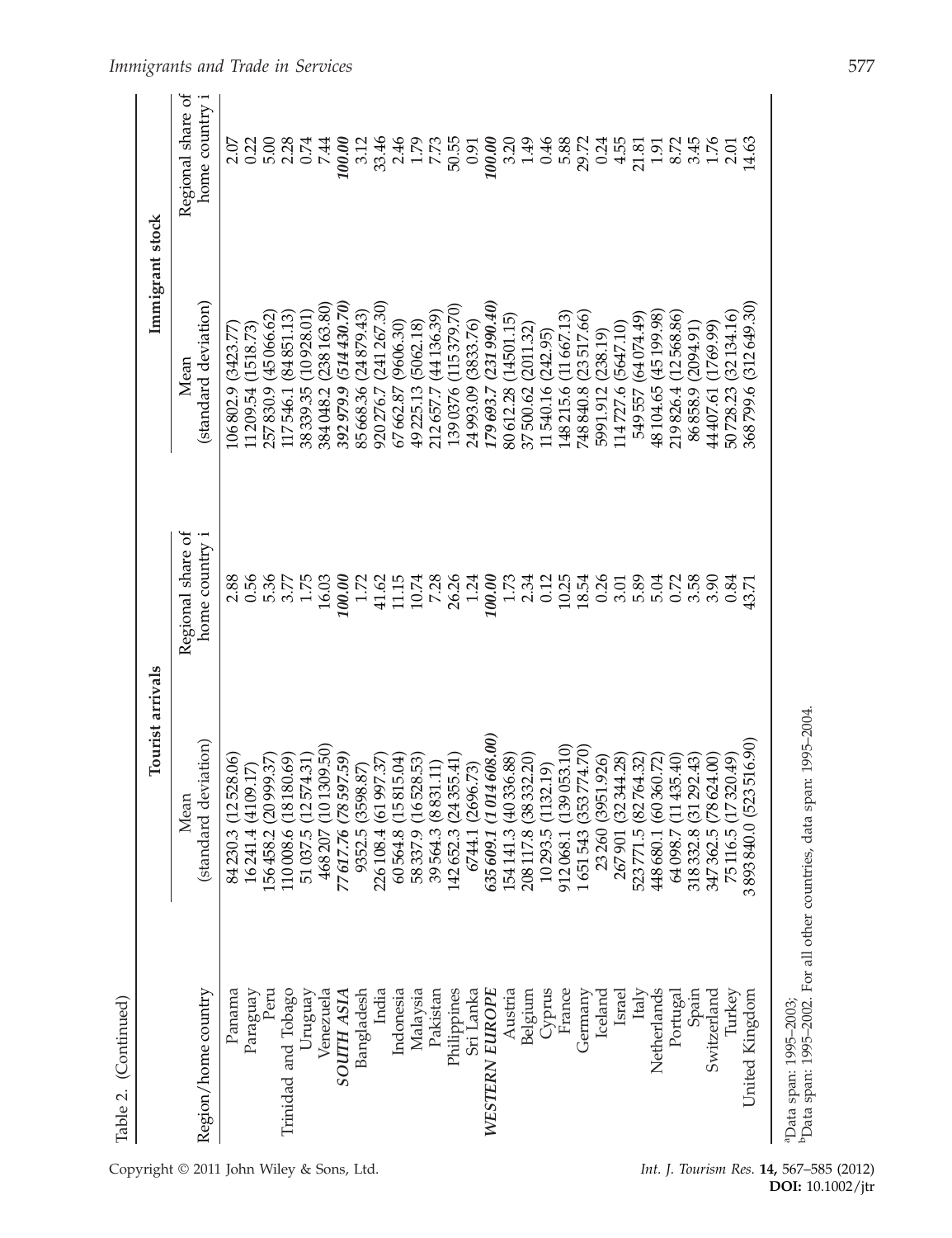Table 2. (Continued)

| Region/home country | Tourist arrivals | | Immigrant stock | |
|---|---|---|---|---|
| | Mean (standard deviation) | Regional share of home country i | Mean (standard deviation) | Regional share of home country i |
| Panama | 84 230.3 (12 528.06) | 2.88 | 106 802.9 (3423.77) | 2.07 |
| Paraguay | 16 241.4 (4109.17) | 0.56 | 11 209.54 (1518.73) | 0.22 |
| Peru | 156 458.2 (20 999.37) | 5.36 | 257 830.9 (45 066.62) | 5.00 |
| Trinidad and Tobago | 110 008.6 (18 180.69) | 3.77 | 117 546.1 (84 851.13) | 2.28 |
| Uruguay | 51 037.5 (12 574.31) | 1.75 | 38 339.35 (10 928.01) | 0.74 |
| Venezuela | 468 207 (101 309.50) | 16.03 | 384 048.2 (238 163.80) | 7.44 |
| ***SOUTH ASIA*** | *77 617.76 (78 597.59)* | *100.00* | *392 979.9 (514 430.70)* | *100.00* |
| Bangladesh | 9352.5 (3598.87) | 1.72 | 85 668.36 (24 879.43) | 3.12 |
| India | 226 108.4 (61 997.37) | 41.62 | 920 276.7 (241 267.30) | 33.46 |
| Indonesia | 60 564.8 (15 815.04) | 11.15 | 67 662.87 (9606.30) | 2.46 |
| Malaysia | 58 337.9 (16 528.53) | 10.74 | 49 225.13 (5062.18) | 1.79 |
| Pakistan | 39 564.3 (8 831.11) | 7.28 | 212 657.7 (44 136.39) | 7.73 |
| Philippines | 142 652.3 (24 355.41) | 26.26 | 139 0376 (115 379.70) | 50.55 |
| Sri Lanka | 6744.1 (2696.73) | 1.24 | 24 993.09 (3833.76) | 0.91 |
| ***WESTERN EUROPE*** | *635 609.1 (1 014 608.00)* | *100.00* | *179 693.7 (231 990.40)* | *100.00* |
| Austria | 154 141.3 (40 336.88) | 1.73 | 80 612.28 (14501.15) | 3.20 |
| Belgium | 208 117.8 (38 332.20) | 2.34 | 37 500.62 (2011.32) | 1.49 |
| Cyprus | 10 293.5 (1132.19) | 0.12 | 11 540.16 (242.95) | 0.46 |
| France | 912 068.1 (139 053.10) | 10.25 | 148 215.6 (11 667.13) | 5.88 |
| Germany | 1 651 543 (353 774.70) | 18.54 | 748 840.8 (23 517.66) | 29.72 |
| Iceland | 23 260 (3951.926) | 0.26 | 5991.912 (238.19) | 0.24 |
| Israel | 267 901 (32 344.28) | 3.01 | 114 727.6 (5647.10) | 4.55 |
| Italy | 523 771.5 (82 764.32) | 5.89 | 549 557 (64 074.49) | 21.81 |
| Netherlands | 448 680.1 (60 360.72) | 5.04 | 48 104.65 (45 199.98) | 1.91 |
| Portugal | 64 098.7 (11 435.40) | 0.72 | 219 826.4 (12 568.86) | 8.72 |
| Spain | 318 332.8 (31 292.43) | 3.58 | 86 858.9 (2094.91) | 3.45 |
| Switzerland | 347 362.5 (78 624.00) | 3.90 | 44 407.61 (1769.99) | 1.76 |
| Turkey | 75 116.5 (17 320.49) | 0.84 | 50 728.23 (32 134.16) | 2.01 |
| United Kingdom | 3 893 840.0 (523 516.90) | 43.71 | 368 799.6 (312 649.30) | 14.63 |

[a]Data span: 1995–2003;
[b]Data span: 1995–2002. For all other countries, data span: 1995–2004.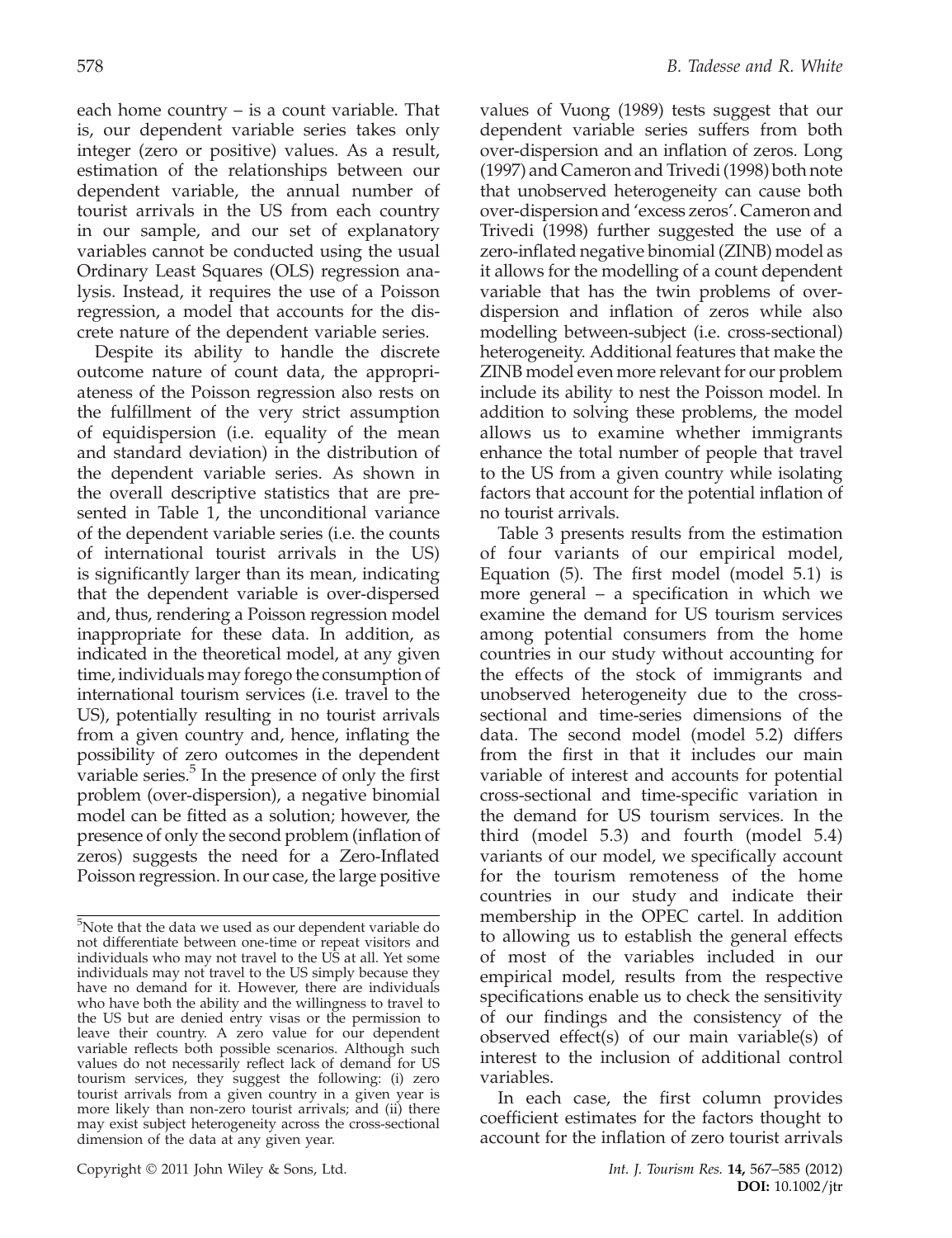each home country – is a count variable. That is, our dependent variable series takes only integer (zero or positive) values. As a result, estimation of the relationships between our dependent variable, the annual number of tourist arrivals in the US from each country in our sample, and our set of explanatory variables cannot be conducted using the usual Ordinary Least Squares (OLS) regression analysis. Instead, it requires the use of a Poisson regression, a model that accounts for the discrete nature of the dependent variable series.

Despite its ability to handle the discrete outcome nature of count data, the appropriateness of the Poisson regression also rests on the fulfillment of the very strict assumption of equidispersion (i.e. equality of the mean and standard deviation) in the distribution of the dependent variable series. As shown in the overall descriptive statistics that are presented in Table 1, the unconditional variance of the dependent variable series (i.e. the counts of international tourist arrivals in the US) is significantly larger than its mean, indicating that the dependent variable is over-dispersed and, thus, rendering a Poisson regression model inappropriate for these data. In addition, as indicated in the theoretical model, at any given time, individuals may forego the consumption of international tourism services (i.e. travel to the US), potentially resulting in no tourist arrivals from a given country and, hence, inflating the possibility of zero outcomes in the dependent variable series.[5] In the presence of only the first problem (over-dispersion), a negative binomial model can be fitted as a solution; however, the presence of only the second problem (inflation of zeros) suggests the need for a Zero-Inflated Poisson regression. In our case, the large positive values of Vuong (1989) tests suggest that our dependent variable series suffers from both over-dispersion and an inflation of zeros. Long (1997) and Cameron and Trivedi (1998) both note that unobserved heterogeneity can cause both over-dispersion and 'excess zeros'. Cameron and Trivedi (1998) further suggested the use of a zero-inflated negative binomial (ZINB) model as it allows for the modelling of a count dependent variable that has the twin problems of over-dispersion and inflation of zeros while also modelling between-subject (i.e. cross-sectional) heterogeneity. Additional features that make the ZINB model even more relevant for our problem include its ability to nest the Poisson model. In addition to solving these problems, the model allows us to examine whether immigrants enhance the total number of people that travel to the US from a given country while isolating factors that account for the potential inflation of no tourist arrivals.

Table 3 presents results from the estimation of four variants of our empirical model, Equation (5). The first model (model 5.1) is more general – a specification in which we examine the demand for US tourism services among potential consumers from the home countries in our study without accounting for the effects of the stock of immigrants and unobserved heterogeneity due to the cross-sectional and time-series dimensions of the data. The second model (model 5.2) differs from the first in that it includes our main variable of interest and accounts for potential cross-sectional and time-specific variation in the demand for US tourism services. In the third (model 5.3) and fourth (model 5.4) variants of our model, we specifically account for the tourism remoteness of the home countries in our study and indicate their membership in the OPEC cartel. In addition to allowing us to establish the general effects of most of the variables included in our empirical model, results from the respective specifications enable us to check the sensitivity of our findings and the consistency of the observed effect(s) of our main variable(s) of interest to the inclusion of additional control variables.

In each case, the first column provides coefficient estimates for the factors thought to account for the inflation of zero tourist arrivals

[5] Note that the data we used as our dependent variable do not differentiate between one-time or repeat visitors and individuals who may not travel to the US at all. Yet some individuals may not travel to the US simply because they have no demand for it. However, there are individuals who have both the ability and the willingness to travel to the US but are denied entry visas or the permission to leave their country. A zero value for our dependent variable reflects both possible scenarios. Although such values do not necessarily reflect lack of demand for US tourism services, they suggest the following: (i) zero tourist arrivals from a given country in a given year is more likely than non-zero tourist arrivals; and (ii) there may exist subject heterogeneity across the cross-sectional dimension of the data at any given year.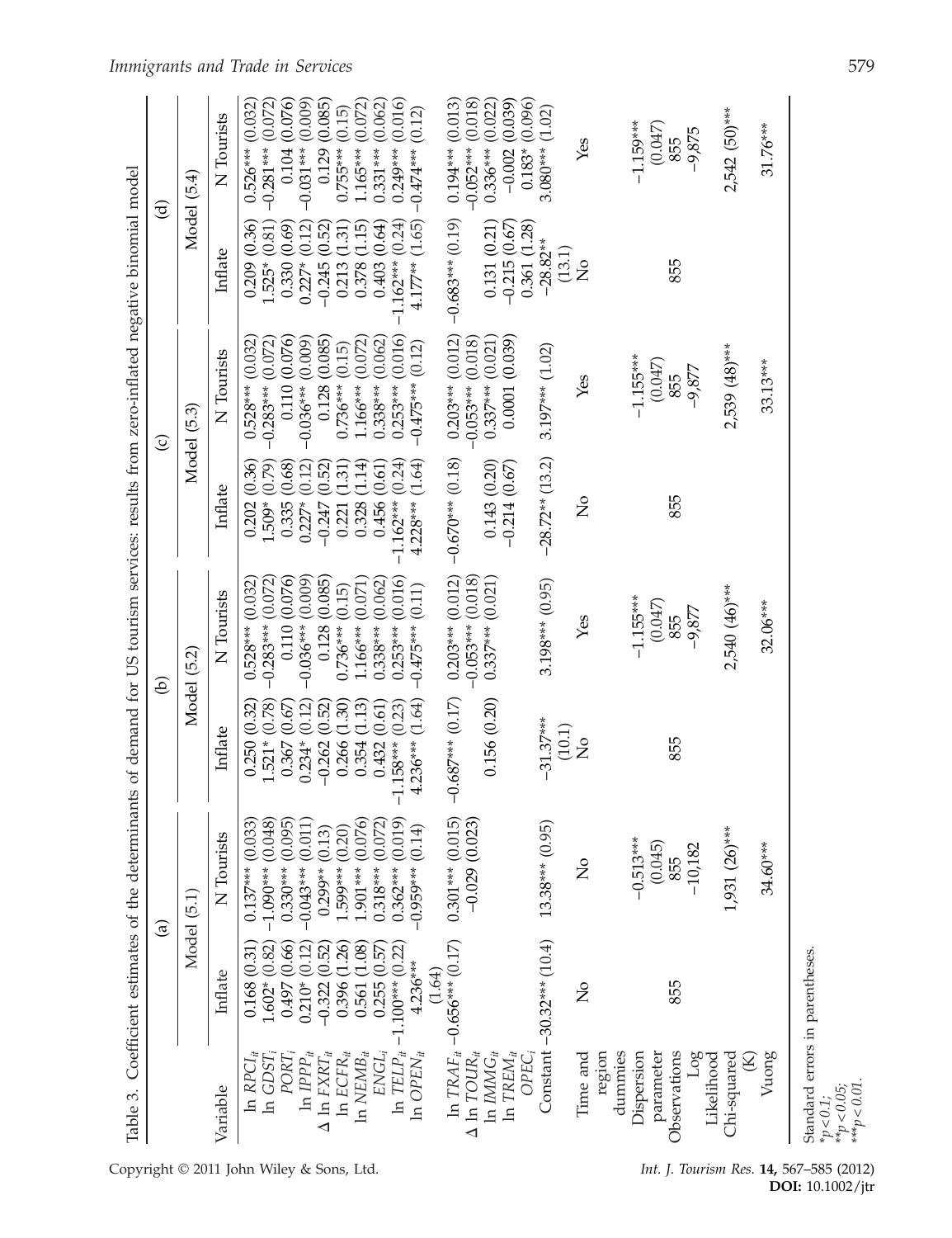Table 3. Coefficient estimates of the determinants of demand for US tourism services: results from zero-inflated negative binomial model

| | (a) | | (b) | | (c) | | (d) | |
|---|---|---|---|---|---|---|---|---|
| | Model (5.1) | | Model (5.2) | | Model (5.3) | | Model (5.4) | |
| Variable | Inflate | N Tourists | Inflate | N Tourists | Inflate | N Tourists | Inflate | N Tourists |
| $\ln RPCI_{it}$ | 0.168 (0.31) | 0.137*** (0.033) | 0.250 (0.32) | 0.528*** (0.032) | 0.202 (0.36) | 0.528*** (0.032) | 0.209 (0.36) | 0.526*** (0.032) |
| $\ln GDST_i$ | 1.602* (0.82) | −1.090*** (0.048) | 1.521* (0.78) | −0.283*** (0.072) | 1.509* (0.79) | −0.283*** (0.072) | 1.525* (0.81) | −0.281*** (0.072) |
| $PORT_i$ | 0.497 (0.66) | 0.330*** (0.095) | 0.367 (0.67) | 0.110 (0.076) | 0.335 (0.68) | 0.110 (0.076) | 0.330 (0.69) | 0.104 (0.076) |
| $\ln IPPP_{it}$ | 0.210* (0.12) | −0.043*** (0.011) | 0.234* (0.12) | −0.036*** (0.009) | 0.227* (0.12) | −0.036*** (0.009) | 0.227* (0.12) | −0.031*** (0.009) |
| $\Delta \ln FXRT_{it}$ | −0.322 (0.52) | 0.299** (0.13) | −0.262 (0.52) | 0.128 (0.085) | −0.247 (0.52) | 0.128 (0.085) | −0.245 (0.52) | 0.129 (0.085) |
| $\ln ECFR_{it}$ | 0.396 (1.26) | 1.599*** (0.20) | 0.266 (1.30) | 0.736*** (0.15) | 0.221 (1.31) | 0.736*** (0.15) | 0.213 (1.31) | 0.755*** (0.15) |
| $\ln NEMB_{it}$ | 0.561 (1.08) | 1.901*** (0.076) | 0.354 (1.13) | 1.166*** (0.071) | 0.328 (1.14) | 1.166*** (0.072) | 0.378 (1.15) | 1.165*** (0.072) |
| $ENGL_i$ | 0.255 (0.57) | 0.318*** (0.072) | 0.432 (0.61) | 0.338*** (0.062) | 0.456 (0.61) | 0.338*** (0.062) | 0.403 (0.64) | 0.331*** (0.062) |
| $\ln TELP_{it}$ | −1.100*** (0.22) | 0.362*** (0.019) | −1.158*** (0.23) | 0.253*** (0.016) | −1.162*** (0.24) | 0.253*** (0.016) | −1.162*** (0.24) | 0.249*** (0.016) |
| $\ln OPEN_{it}$ | 4.236*** (1.64) | −0.959*** (0.14) | 4.236*** (1.64) | −0.475*** (0.11) | 4.228*** (1.64) | −0.475*** (0.12) | 4.177** (1.65) | −0.474*** (0.12) |
| $\ln TRAF_{it}$ | −0.656*** (0.17) | 0.301*** (0.015) | −0.687*** (0.17) | 0.203*** (0.012) | −0.670*** (0.18) | 0.203*** (0.012) | −0.683*** (0.19) | 0.194*** (0.013) |
| $\Delta \ln TOUR_{it}$ | | −0.029 (0.023) | | −0.053*** (0.018) | | −0.053*** (0.018) | | −0.052*** (0.018) |
| $\ln IMMG_{it}$ | | | 0.156 (0.20) | 0.337*** (0.021) | 0.143 (0.20) | 0.337*** (0.021) | 0.131 (0.21) | 0.336*** (0.022) |
| $\ln TREM_{it}$ | | | | | −0.214 (0.67) | 0.0001 (0.039) | −0.215 (0.67) | −0.002 (0.039) |
| $OPEC_i$ | | | | | | | 0.361 (1.28) | 0.183* (0.096) |
| Constant | −30.32*** (10.4) | 13.38*** (0.95) | −31.37*** (10.1) | 3.198*** (0.95) | −28.72** (13.2) | 3.197*** (1.02) | −28.82** (13.1) | 3.080*** (1.02) |
| Time and region dummies | No | No | No | Yes | No | Yes | No | Yes |
| Dispersion parameter | | −0.513*** (0.045) | | −1.155*** (0.047) | | −1.155*** (0.047) | | −1.159*** (0.047) |
| Observations | 855 | 855 | 855 | 855 | 855 | 855 | 855 | 855 |
| Log Likelihood | | −10,182 | | −9,877 | | −9,877 | | −9,875 |
| Chi-squared (K) | | 1,931 (26)*** | | 2,540 (46)*** | | 2,539 (48)*** | | 2,542 (50)*** |
| Vuong | | 34.60*** | | 32.06*** | | 33.13*** | | 31.76*** |

Standard errors in parentheses.
*$p < 0.1$;
**$p < 0.05$;
***$p < 0.01$.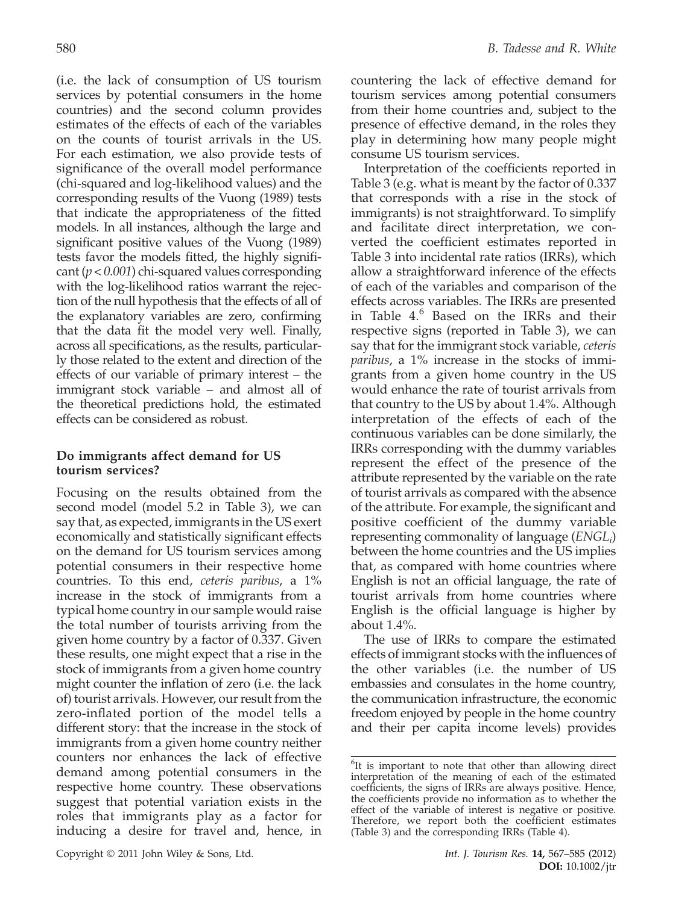(i.e. the lack of consumption of US tourism services by potential consumers in the home countries) and the second column provides estimates of the effects of each of the variables on the counts of tourist arrivals in the US. For each estimation, we also provide tests of significance of the overall model performance (chi-squared and log-likelihood values) and the corresponding results of the Vuong (1989) tests that indicate the appropriateness of the fitted models. In all instances, although the large and significant positive values of the Vuong (1989) tests favor the models fitted, the highly significant ($p < 0.001$) chi-squared values corresponding with the log-likelihood ratios warrant the rejection of the null hypothesis that the effects of all of the explanatory variables are zero, confirming that the data fit the model very well. Finally, across all specifications, as the results, particularly those related to the extent and direction of the effects of our variable of primary interest – the immigrant stock variable – and almost all of the theoretical predictions hold, the estimated effects can be considered as robust.

### Do immigrants affect demand for US tourism services?

Focusing on the results obtained from the second model (model 5.2 in Table 3), we can say that, as expected, immigrants in the US exert economically and statistically significant effects on the demand for US tourism services among potential consumers in their respective home countries. To this end, *ceteris paribus*, a 1% increase in the stock of immigrants from a typical home country in our sample would raise the total number of tourists arriving from the given home country by a factor of 0.337. Given these results, one might expect that a rise in the stock of immigrants from a given home country might counter the inflation of zero (i.e. the lack of) tourist arrivals. However, our result from the zero-inflated portion of the model tells a different story: that the increase in the stock of immigrants from a given home country neither counters nor enhances the lack of effective demand among potential consumers in the respective home country. These observations suggest that potential variation exists in the roles that immigrants play as a factor for inducing a desire for travel and, hence, in countering the lack of effective demand for tourism services among potential consumers from their home countries and, subject to the presence of effective demand, in the roles they play in determining how many people might consume US tourism services.

Interpretation of the coefficients reported in Table 3 (e.g. what is meant by the factor of 0.337 that corresponds with a rise in the stock of immigrants) is not straightforward. To simplify and facilitate direct interpretation, we converted the coefficient estimates reported in Table 3 into incidental rate ratios (IRRs), which allow a straightforward inference of the effects of each of the variables and comparison of the effects across variables. The IRRs are presented in Table 4.[6] Based on the IRRs and their respective signs (reported in Table 3), we can say that for the immigrant stock variable, *ceteris paribus*, a 1% increase in the stocks of immigrants from a given home country in the US would enhance the rate of tourist arrivals from that country to the US by about 1.4%. Although interpretation of the effects of each of the continuous variables can be done similarly, the IRRs corresponding with the dummy variables represent the effect of the presence of the attribute represented by the variable on the rate of tourist arrivals as compared with the absence of the attribute. For example, the significant and positive coefficient of the dummy variable representing commonality of language ($ENGL_i$) between the home countries and the US implies that, as compared with home countries where English is not an official language, the rate of tourist arrivals from home countries where English is the official language is higher by about 1.4%.

The use of IRRs to compare the estimated effects of immigrant stocks with the influences of the other variables (i.e. the number of US embassies and consulates in the home country, the communication infrastructure, the economic freedom enjoyed by people in the home country and their per capita income levels) provides

[6]It is important to note that other than allowing direct interpretation of the meaning of each of the estimated coefficients, the signs of IRRs are always positive. Hence, the coefficients provide no information as to whether the effect of the variable of interest is negative or positive. Therefore, we report both the coefficient estimates (Table 3) and the corresponding IRRs (Table 4).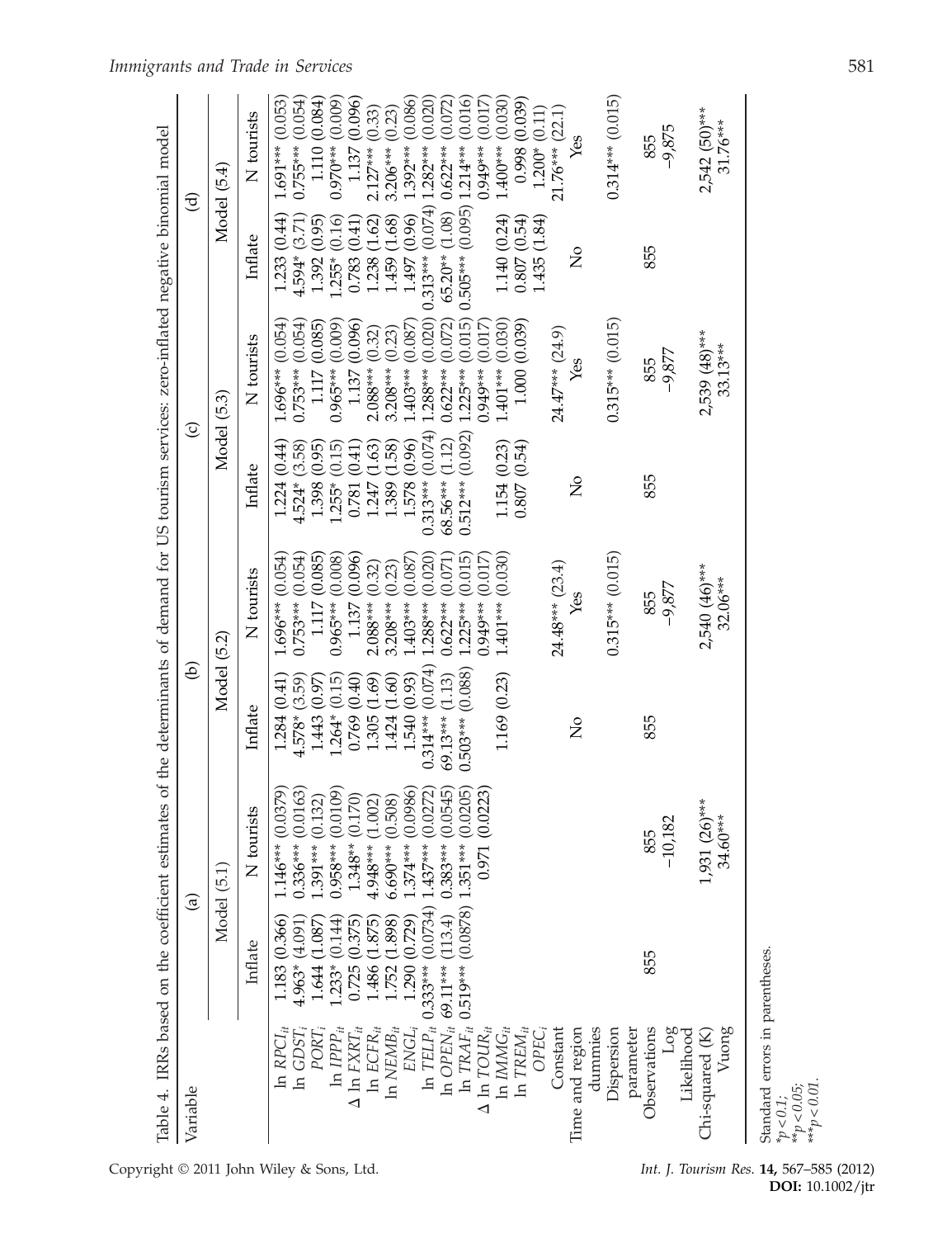Table 4. IRRs based on the coefficient estimates of the determinants of demand for US tourism services: zero-inflated negative binomial model

| Variable | (a) | | (b) | | (c) | | (d) | |
|---|---|---|---|---|---|---|---|---|
| | Model (5.1) | | Model (5.2) | | Model (5.3) | | Model (5.4) | |
| | Inflate | N tourists | Inflate | N tourists | Inflate | N tourists | Inflate | N tourists |
| $\ln RPCI_{it}$ | 1.183 (0.366) | 1.146*** (0.0379) | 1.284 (0.41) | 1.696*** (0.054) | 1.224 (0.44) | 1.696*** (0.054) | 1.233 (0.44) | 1.691*** (0.053) |
| $\ln GDST_i$ | 4.963* (4.091) | 0.336*** (0.0163) | 4.578* (3.59) | 0.753*** (0.054) | 4.524* (3.58) | 0.753*** (0.054) | 4.594* (3.71) | 0.755*** (0.054) |
| $PORT_i$ | 1.644 (1.087) | 1.391*** (0.132) | 1.443 (0.97) | 1.117 (0.085) | 1.398 (0.95) | 1.117 (0.085) | 1.392 (0.95) | 1.110 (0.084) |
| $\ln IPPP_{it}$ | 1.233* (0.144) | 0.958*** (0.0109) | 1.264* (0.15) | 0.965*** (0.008) | 1.255* (0.15) | 0.965*** (0.009) | 1.255* (0.16) | 0.970*** (0.009) |
| $\Delta \ln FXRT_{it}$ | 0.725 (0.375) | 1.348** (0.170) | 0.769 (0.40) | 1.137 (0.096) | 0.781 (0.41) | 1.137 (0.096) | 0.783 (0.41) | 1.137 (0.096) |
| $\ln ECFR_{it}$ | 1.486 (1.875) | 4.948*** (1.002) | 1.305 (1.69) | 2.088*** (0.32) | 1.247 (1.63) | 2.088*** (0.32) | 1.238 (1.62) | 2.127*** (0.33) |
| $\ln NEMB_{it}$ | 1.752 (1.898) | 6.690*** (0.508) | 1.424 (1.60) | 3.208*** (0.23) | 1.389 (1.58) | 3.208*** (0.23) | 1.459 (1.68) | 3.206*** (0.23) |
| $ENGL_i$ | 1.290 (0.729) | 1.374*** (0.0986) | 1.540 (0.93) | 1.403*** (0.087) | 1.578 (0.96) | 1.403*** (0.087) | 1.497 (0.96) | 1.392*** (0.086) |
| $\ln TELP_{it}$ | 0.333*** (0.0734) | 1.437*** (0.0272) | 0.314*** (0.074) | 1.288*** (0.020) | 0.313*** (0.074) | 1.288*** (0.020) | 0.313*** (0.074) | 1.282*** (0.020) |
| $\ln OPEN_{it}$ | 69.11*** (113.4) | 0.383*** (0.0545) | 69.13*** (1.13) | 0.622*** (0.071) | 68.56*** (1.12) | 0.622*** (0.072) | 65.20** (1.08) | 0.622*** (0.072) |
| $\ln TRAF_{it}$ | 0.519*** (0.0878) | 1.351*** (0.0205) | 0.503*** (0.088) | 1.225*** (0.015) | 0.512*** (0.092) | 1.225*** (0.015) | 0.505*** (0.095) | 1.214*** (0.016) |
| $\Delta \ln TOUR_{it}$ | | 0.971 (0.0223) | | 0.949*** (0.017) | | 0.949*** (0.017) | | 0.949*** (0.017) |
| $\ln IMMG_{it}$ | | | 1.169 (0.23) | 1.401*** (0.030) | 1.154 (0.23) | 1.401*** (0.030) | 1.140 (0.24) | 1.400*** (0.030) |
| $\ln TREM_{it}$ | | | | | 0.807 (0.54) | 1.000 (0.039) | 0.807 (0.54) | 0.998 (0.039) |
| $OPEC_i$ | | | | | | | 1.435 (1.84) | 1.200* (0.11) |
| Constant | | | | 24.48*** (23.4) | | 24.47*** (24.9) | | 21.76*** (22.1) |
| Time and region dummies | | | No | Yes | No | Yes | No | Yes |
| Dispersion parameter | | | | 0.315*** (0.015) | | 0.315*** (0.015) | | 0.314*** (0.015) |
| Observations | 855 | 855 | 855 | 855 | 855 | 855 | 855 | 855 |
| Log Likelihood | | −10,182 | | −9,877 | | −9,877 | | −9,875 |
| Chi-squared (K) | | 1,931 (26)*** | | 2,540 (46)*** | | 2,539 (48)*** | | 2,542 (50)*** |
| Vuong | | 34.60*** | | 32.06*** | | 33.13*** | | 31.76*** |

Standard errors in parentheses.
*$p < 0.1$;
**$p < 0.05$;
***$p < 0.01$.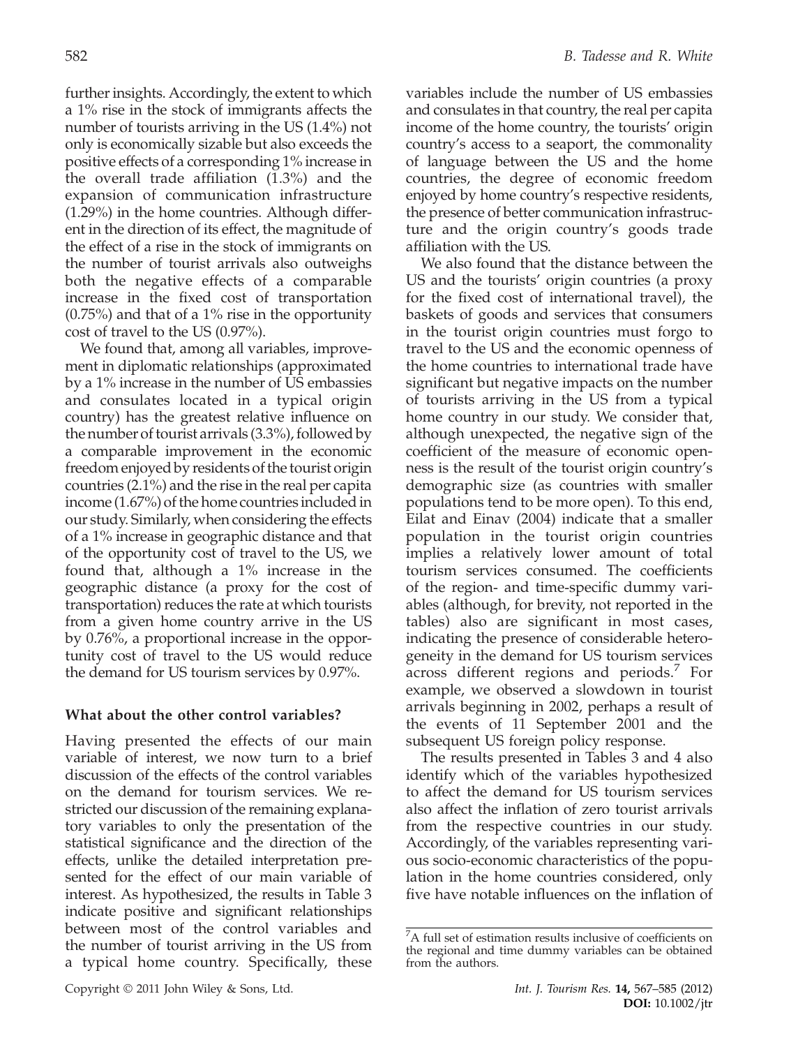further insights. Accordingly, the extent to which a 1% rise in the stock of immigrants affects the number of tourists arriving in the US (1.4%) not only is economically sizable but also exceeds the positive effects of a corresponding 1% increase in the overall trade affiliation (1.3%) and the expansion of communication infrastructure (1.29%) in the home countries. Although different in the direction of its effect, the magnitude of the effect of a rise in the stock of immigrants on the number of tourist arrivals also outweighs both the negative effects of a comparable increase in the fixed cost of transportation (0.75%) and that of a 1% rise in the opportunity cost of travel to the US (0.97%).

We found that, among all variables, improvement in diplomatic relationships (approximated by a 1% increase in the number of US embassies and consulates located in a typical origin country) has the greatest relative influence on the number of tourist arrivals (3.3%), followed by a comparable improvement in the economic freedom enjoyed by residents of the tourist origin countries (2.1%) and the rise in the real per capita income (1.67%) of the home countries included in our study. Similarly, when considering the effects of a 1% increase in geographic distance and that of the opportunity cost of travel to the US, we found that, although a 1% increase in the geographic distance (a proxy for the cost of transportation) reduces the rate at which tourists from a given home country arrive in the US by 0.76%, a proportional increase in the opportunity cost of travel to the US would reduce the demand for US tourism services by 0.97%.

### What about the other control variables?

Having presented the effects of our main variable of interest, we now turn to a brief discussion of the effects of the control variables on the demand for tourism services. We restricted our discussion of the remaining explanatory variables to only the presentation of the statistical significance and the direction of the effects, unlike the detailed interpretation presented for the effect of our main variable of interest. As hypothesized, the results in Table 3 indicate positive and significant relationships between most of the control variables and the number of tourist arriving in the US from a typical home country. Specifically, these variables include the number of US embassies and consulates in that country, the real per capita income of the home country, the tourists' origin country's access to a seaport, the commonality of language between the US and the home countries, the degree of economic freedom enjoyed by home country's respective residents, the presence of better communication infrastructure and the origin country's goods trade affiliation with the US.

We also found that the distance between the US and the tourists' origin countries (a proxy for the fixed cost of international travel), the baskets of goods and services that consumers in the tourist origin countries must forgo to travel to the US and the economic openness of the home countries to international trade have significant but negative impacts on the number of tourists arriving in the US from a typical home country in our study. We consider that, although unexpected, the negative sign of the coefficient of the measure of economic openness is the result of the tourist origin country's demographic size (as countries with smaller populations tend to be more open). To this end, Eilat and Einav (2004) indicate that a smaller population in the tourist origin countries implies a relatively lower amount of total tourism services consumed. The coefficients of the region- and time-specific dummy variables (although, for brevity, not reported in the tables) also are significant in most cases, indicating the presence of considerable heterogeneity in the demand for US tourism services across different regions and periods.[7] For example, we observed a slowdown in tourist arrivals beginning in 2002, perhaps a result of the events of 11 September 2001 and the subsequent US foreign policy response.

The results presented in Tables 3 and 4 also identify which of the variables hypothesized to affect the demand for US tourism services also affect the inflation of zero tourist arrivals from the respective countries in our study. Accordingly, of the variables representing various socio-economic characteristics of the population in the home countries considered, only five have notable influences on the inflation of

[7] A full set of estimation results inclusive of coefficients on the regional and time dummy variables can be obtained from the authors.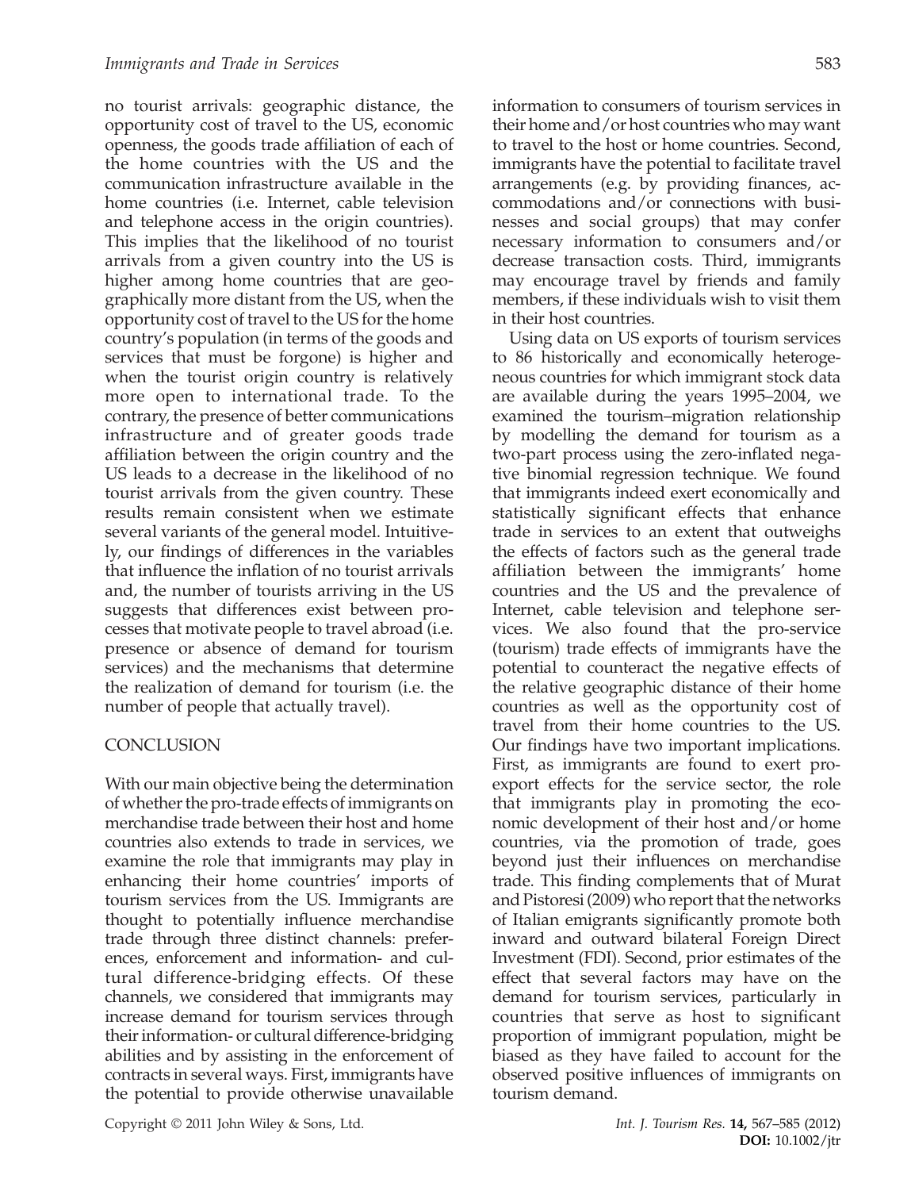no tourist arrivals: geographic distance, the opportunity cost of travel to the US, economic openness, the goods trade affiliation of each of the home countries with the US and the communication infrastructure available in the home countries (i.e. Internet, cable television and telephone access in the origin countries). This implies that the likelihood of no tourist arrivals from a given country into the US is higher among home countries that are geographically more distant from the US, when the opportunity cost of travel to the US for the home country's population (in terms of the goods and services that must be forgone) is higher and when the tourist origin country is relatively more open to international trade. To the contrary, the presence of better communications infrastructure and of greater goods trade affiliation between the origin country and the US leads to a decrease in the likelihood of no tourist arrivals from the given country. These results remain consistent when we estimate several variants of the general model. Intuitively, our findings of differences in the variables that influence the inflation of no tourist arrivals and, the number of tourists arriving in the US suggests that differences exist between processes that motivate people to travel abroad (i.e. presence or absence of demand for tourism services) and the mechanisms that determine the realization of demand for tourism (i.e. the number of people that actually travel).

## CONCLUSION

With our main objective being the determination of whether the pro-trade effects of immigrants on merchandise trade between their host and home countries also extends to trade in services, we examine the role that immigrants may play in enhancing their home countries' imports of tourism services from the US. Immigrants are thought to potentially influence merchandise trade through three distinct channels: preferences, enforcement and information- and cultural difference-bridging effects. Of these channels, we considered that immigrants may increase demand for tourism services through their information- or cultural difference-bridging abilities and by assisting in the enforcement of contracts in several ways. First, immigrants have the potential to provide otherwise unavailable information to consumers of tourism services in their home and/or host countries who may want to travel to the host or home countries. Second, immigrants have the potential to facilitate travel arrangements (e.g. by providing finances, accommodations and/or connections with businesses and social groups) that may confer necessary information to consumers and/or decrease transaction costs. Third, immigrants may encourage travel by friends and family members, if these individuals wish to visit them in their host countries.

Using data on US exports of tourism services to 86 historically and economically heterogeneous countries for which immigrant stock data are available during the years 1995–2004, we examined the tourism–migration relationship by modelling the demand for tourism as a two-part process using the zero-inflated negative binomial regression technique. We found that immigrants indeed exert economically and statistically significant effects that enhance trade in services to an extent that outweighs the effects of factors such as the general trade affiliation between the immigrants' home countries and the US and the prevalence of Internet, cable television and telephone services. We also found that the pro-service (tourism) trade effects of immigrants have the potential to counteract the negative effects of the relative geographic distance of their home countries as well as the opportunity cost of travel from their home countries to the US. Our findings have two important implications. First, as immigrants are found to exert pro-export effects for the service sector, the role that immigrants play in promoting the economic development of their host and/or home countries, via the promotion of trade, goes beyond just their influences on merchandise trade. This finding complements that of Murat and Pistoresi (2009) who report that the networks of Italian emigrants significantly promote both inward and outward bilateral Foreign Direct Investment (FDI). Second, prior estimates of the effect that several factors may have on the demand for tourism services, particularly in countries that serve as host to significant proportion of immigrant population, might be biased as they have failed to account for the observed positive influences of immigrants on tourism demand.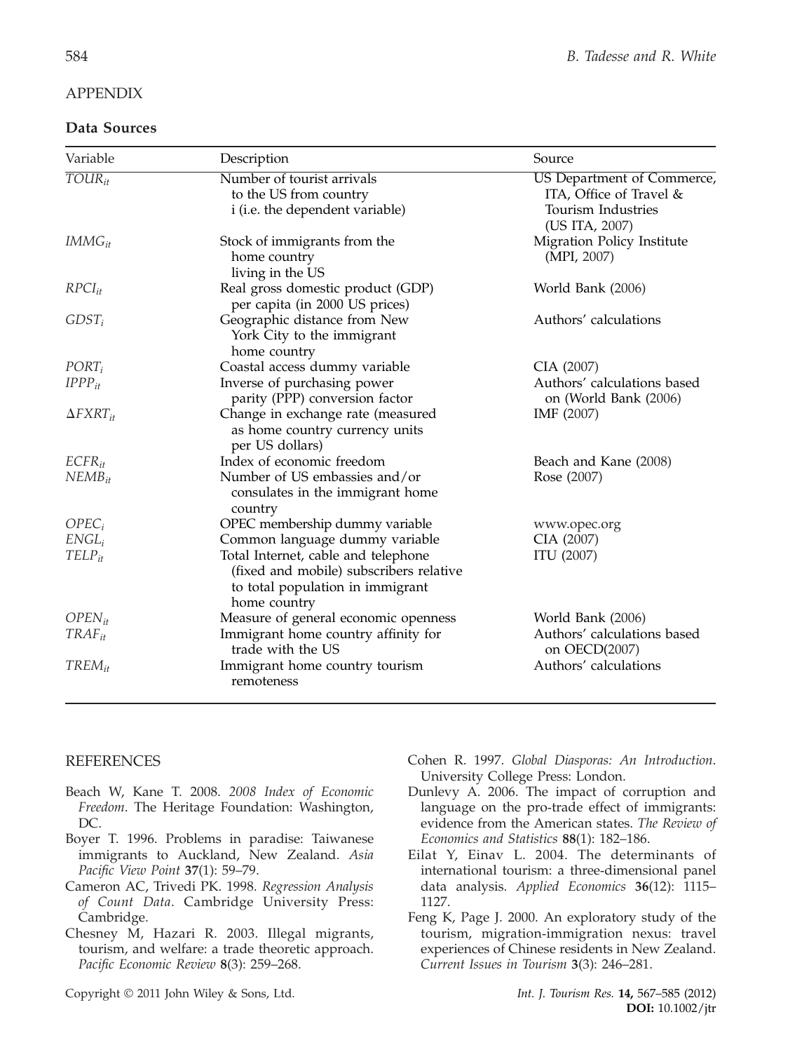## APPENDIX

### Data Sources

| Variable | Description | Source |
|---|---|---|
| $TOUR_{it}$ | Number of tourist arrivals to the US from country i (i.e. the dependent variable) | US Department of Commerce, ITA, Office of Travel & Tourism Industries (US ITA, 2007) |
| $IMMG_{it}$ | Stock of immigrants from the home country living in the US | Migration Policy Institute (MPI, 2007) |
| $RPCI_{it}$ | Real gross domestic product (GDP) per capita (in 2000 US prices) | World Bank (2006) |
| $GDST_{i}$ | Geographic distance from New York City to the immigrant home country | Authors' calculations |
| $PORT_{i}$ | Coastal access dummy variable | CIA (2007) |
| $IPPP_{it}$ | Inverse of purchasing power parity (PPP) conversion factor | Authors' calculations based on (World Bank (2006) |
| $\Delta FXRT_{it}$ | Change in exchange rate (measured as home country currency units per US dollars) | IMF (2007) |
| $ECFR_{it}$ | Index of economic freedom | Beach and Kane (2008) |
| $NEMB_{it}$ | Number of US embassies and/or consulates in the immigrant home country | Rose (2007) |
| $OPEC_{i}$ | OPEC membership dummy variable | www.opec.org |
| $ENGL_{i}$ | Common language dummy variable | CIA (2007) |
| $TELP_{it}$ | Total Internet, cable and telephone (fixed and mobile) subscribers relative to total population in immigrant home country | ITU (2007) |
| $OPEN_{it}$ | Measure of general economic openness | World Bank (2006) |
| $TRAF_{it}$ | Immigrant home country affinity for trade with the US | Authors' calculations based on OECD(2007) |
| $TREM_{it}$ | Immigrant home country tourism remoteness | Authors' calculations |

## REFERENCES

Beach W, Kane T. 2008. *2008 Index of Economic Freedom*. The Heritage Foundation: Washington, DC.

Boyer T. 1996. Problems in paradise: Taiwanese immigrants to Auckland, New Zealand. *Asia Pacific View Point* **37**(1): 59–79.

Cameron AC, Trivedi PK. 1998. *Regression Analysis of Count Data*. Cambridge University Press: Cambridge.

Chesney M, Hazari R. 2003. Illegal migrants, tourism, and welfare: a trade theoretic approach. *Pacific Economic Review* **8**(3): 259–268.

Cohen R. 1997. *Global Diasporas: An Introduction*. University College Press: London.

Dunlevy A. 2006. The impact of corruption and language on the pro-trade effect of immigrants: evidence from the American states. *The Review of Economics and Statistics* **88**(1): 182–186.

Eilat Y, Einav L. 2004. The determinants of international tourism: a three-dimensional panel data analysis. *Applied Economics* **36**(12): 1115–1127.

Feng K, Page J. 2000. An exploratory study of the tourism, migration-immigration nexus: travel experiences of Chinese residents in New Zealand. *Current Issues in Tourism* **3**(3): 246–281.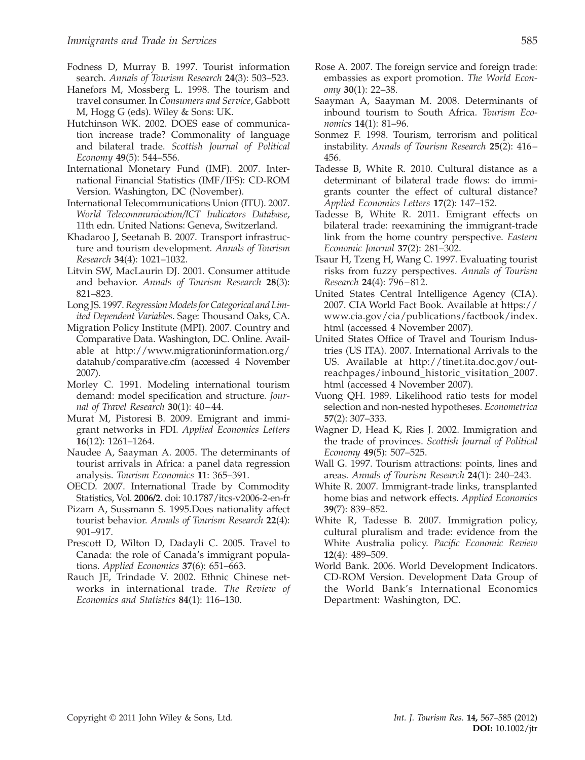Fodness D, Murray B. 1997. Tourist information search. *Annals of Tourism Research* **24**(3): 503–523.

Hanefors M, Mossberg L. 1998. The tourism and travel consumer. In *Consumers and Service*, Gabbott M, Hogg G (eds). Wiley & Sons: UK.

Hutchinson WK. 2002. DOES ease of communication increase trade? Commonality of language and bilateral trade. *Scottish Journal of Political Economy* **49**(5): 544–556.

International Monetary Fund (IMF). 2007. International Financial Statistics (IMF/IFS): CD-ROM Version. Washington, DC (November).

International Telecommunications Union (ITU). 2007. *World Telecommunication/ICT Indicators Database*, 11th edn. United Nations: Geneva, Switzerland.

Khadaroo J, Seetanah B. 2007. Transport infrastructure and tourism development. *Annals of Tourism Research* **34**(4): 1021–1032.

Litvin SW, MacLaurin DJ. 2001. Consumer attitude and behavior. *Annals of Tourism Research* **28**(3): 821–823.

Long JS. 1997. *Regression Models for Categorical and Limited Dependent Variables*. Sage: Thousand Oaks, CA.

Migration Policy Institute (MPI). 2007. Country and Comparative Data. Washington, DC. Online. Available at http://www.migrationinformation.org/datahub/comparative.cfm (accessed 4 November 2007).

Morley C. 1991. Modeling international tourism demand: model specification and structure. *Journal of Travel Research* **30**(1): 40–44.

Murat M, Pistoresi B. 2009. Emigrant and immigrant networks in FDI. *Applied Economics Letters* **16**(12): 1261–1264.

Naudee A, Saayman A. 2005. The determinants of tourist arrivals in Africa: a panel data regression analysis. *Tourism Economics* **11**: 365–391.

OECD. 2007. International Trade by Commodity Statistics, Vol. **2006/2**. doi: 10.1787/itcs-v2006-2-en-fr

Pizam A, Sussmann S. 1995.Does nationality affect tourist behavior. *Annals of Tourism Research* **22**(4): 901–917.

Prescott D, Wilton D, Dadayli C. 2005. Travel to Canada: the role of Canada's immigrant populations. *Applied Economics* **37**(6): 651–663.

Rauch JE, Trindade V. 2002. Ethnic Chinese networks in international trade. *The Review of Economics and Statistics* **84**(1): 116–130.

Rose A. 2007. The foreign service and foreign trade: embassies as export promotion. *The World Economy* **30**(1): 22–38.

Saayman A, Saayman M. 2008. Determinants of inbound tourism to South Africa. *Tourism Economics* **14**(1): 81–96.

Sonmez F. 1998. Tourism, terrorism and political instability. *Annals of Tourism Research* **25**(2): 416–456.

Tadesse B, White R. 2010. Cultural distance as a determinant of bilateral trade flows: do immigrants counter the effect of cultural distance? *Applied Economics Letters* **17**(2): 147–152.

Tadesse B, White R. 2011. Emigrant effects on bilateral trade: reexamining the immigrant-trade link from the home country perspective. *Eastern Economic Journal* **37**(2): 281–302.

Tsaur H, Tzeng H, Wang C. 1997. Evaluating tourist risks from fuzzy perspectives. *Annals of Tourism Research* **24**(4): 796–812.

United States Central Intelligence Agency (CIA). 2007. CIA World Fact Book. Available at https://www.cia.gov/cia/publications/factbook/index.html (accessed 4 November 2007).

United States Office of Travel and Tourism Industries (US ITA). 2007. International Arrivals to the US. Available at http://tinet.ita.doc.gov/outreachpages/inbound_historic_visitation_2007.html (accessed 4 November 2007).

Vuong QH. 1989. Likelihood ratio tests for model selection and non-nested hypotheses. *Econometrica* **57**(2): 307–333.

Wagner D, Head K, Ries J. 2002. Immigration and the trade of provinces. *Scottish Journal of Political Economy* **49**(5): 507–525.

Wall G. 1997. Tourism attractions: points, lines and areas. *Annals of Tourism Research* **24**(1): 240–243.

White R. 2007. Immigrant-trade links, transplanted home bias and network effects. *Applied Economics* **39**(7): 839–852.

White R, Tadesse B. 2007. Immigration policy, cultural pluralism and trade: evidence from the White Australia policy. *Pacific Economic Review* **12**(4): 489–509.

World Bank. 2006. World Development Indicators. CD-ROM Version. Development Data Group of the World Bank's International Economics Department: Washington, DC.